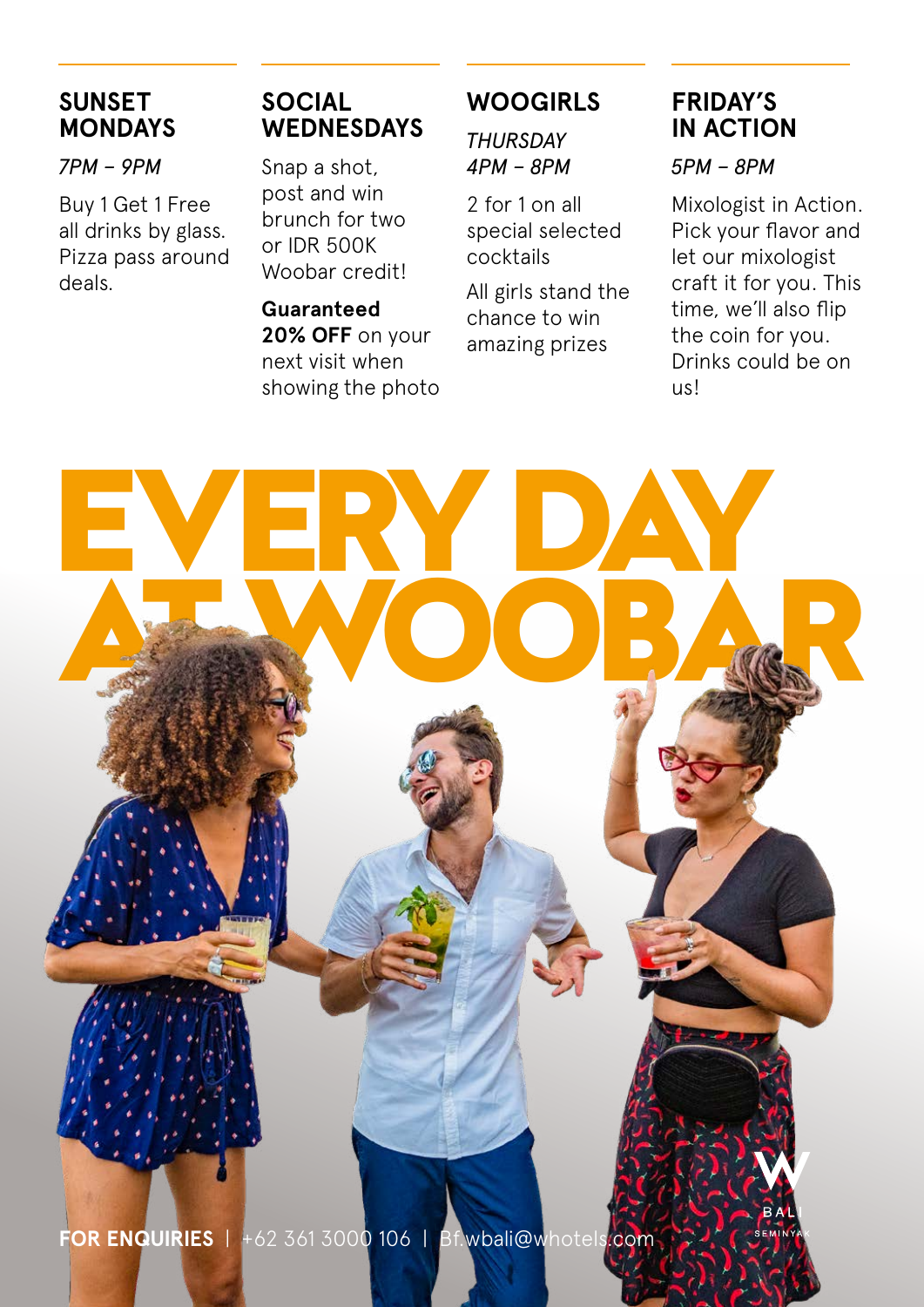## SUNSET MONDAYS

*7PM – 9PM*

Buy 1 Get 1 Free all drinks by glass. Pizza pass around deals.

## SOCIAL WEDNESDAYS

Snap a shot, post and win brunch for two or IDR 500K Woobar credit!

**Guaranteed 20% OFF** on your next visit when showing the photo

## WOOGIRLS

*THURSDAY*
*4PM – 8PM*

2 for 1 on all special selected cocktails

All girls stand the chance to win amazing prizes

## FRIDAY'S IN ACTION

*5PM – 8PM*

Mixologist in Action. Pick your flavor and let our mixologist craft it for you. This time, we'll also flip the coin for you. Drinks could be on us!

# EVERY DAY AT WOOBAR

**FOR ENQUIRIES** | +62 361 3000 106 | Bf.wbali@whotels.com

W BALI SEMINYAK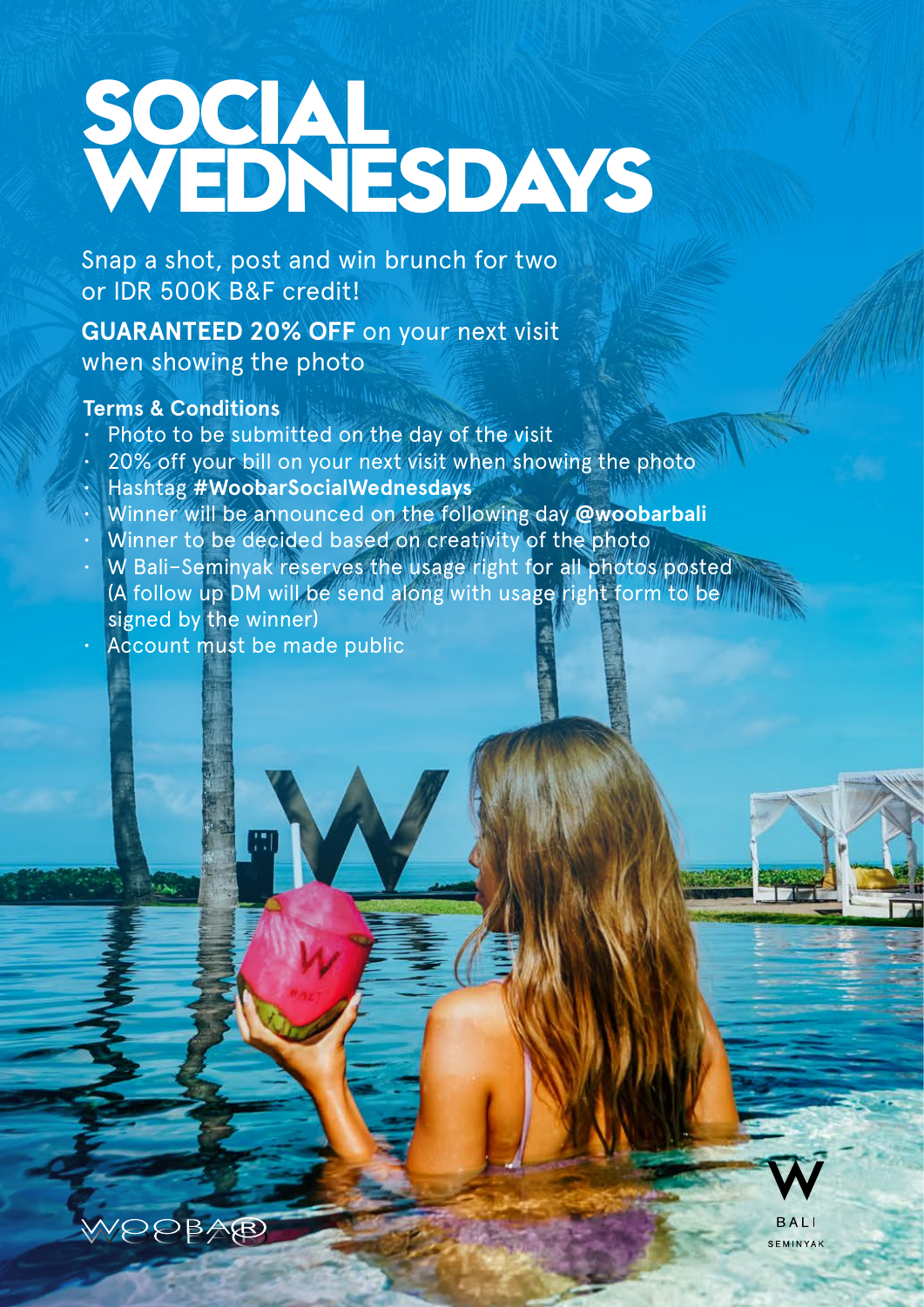# SOCIAL WEDNESDAYS

Snap a shot, post and win brunch for two or IDR 500K B&F credit!

**GUARANTEED 20% OFF** on your next visit when showing the photo

**Terms & Conditions**

- Photo to be submitted on the day of the visit
- 20% off your bill on your next visit when showing the photo
- Hashtag **#WoobarSocialWednesdays**
- Winner will be announced on the following day **@woobarbali**
- Winner to be decided based on creativity of the photo
- W Bali–Seminyak reserves the usage right for all photos posted (A follow up DM will be send along with usage right form to be signed by the winner)
- Account must be made public

WOOBAR

W BALI SEMINYAK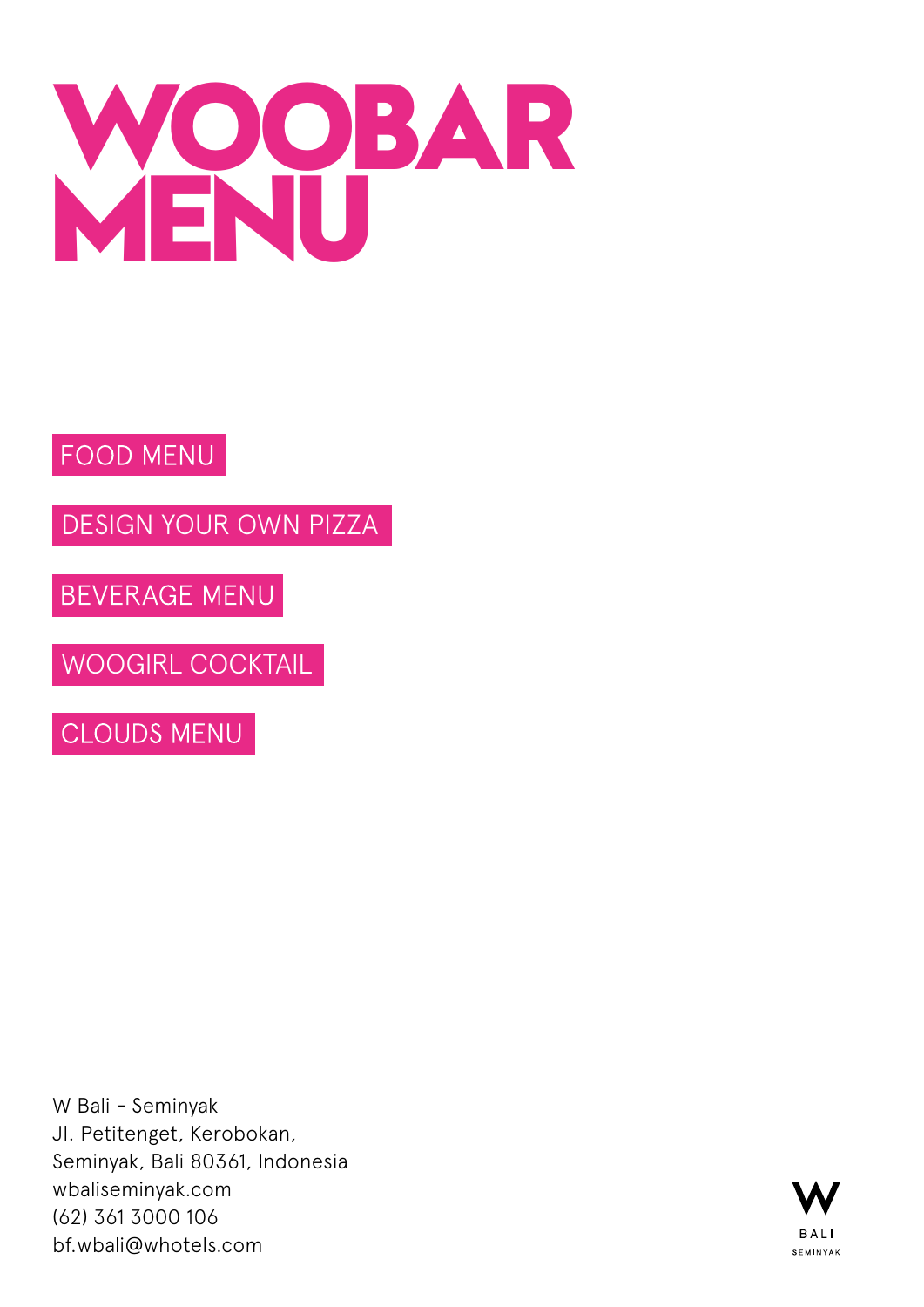# WOOBAR MENU

FOOD MENU

DESIGN YOUR OWN PIZZA

BEVERAGE MENU

WOOGIRL COCKTAIL

CLOUDS MENU

W Bali - Seminyak
Jl. Petitenget, Kerobokan,
Seminyak, Bali 80361, Indonesia
wbaliseminyak.com
(62) 361 3000 106
bf.wbali@whotels.com

W BALI SEMINYAK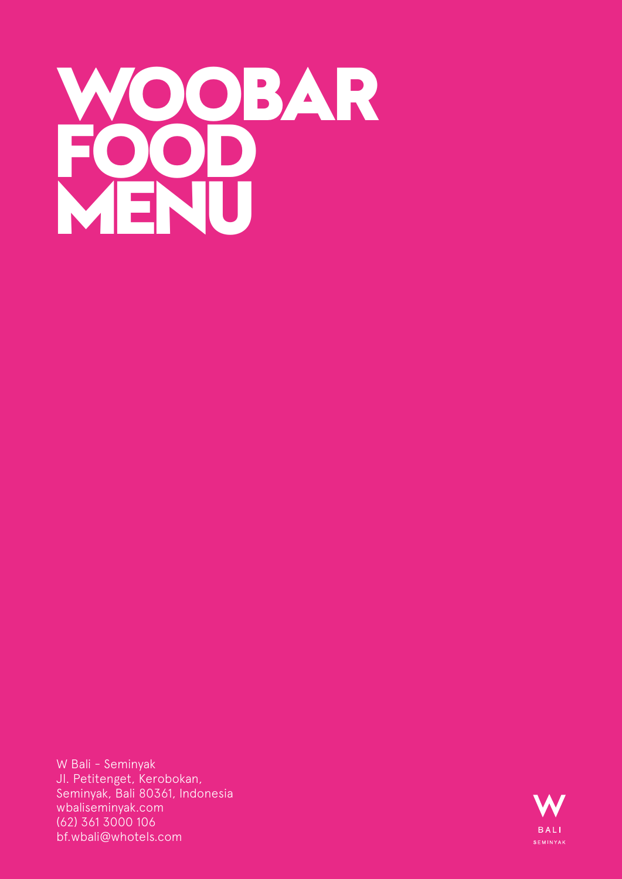# WOOBAR FOOD MENU

W Bali - Seminyak
Jl. Petitenget, Kerobokan,
Seminyak, Bali 80361, Indonesia
wbaliseminyak.com
(62) 361 3000 106
bf.wbali@whotels.com

W BALI SEMINYAK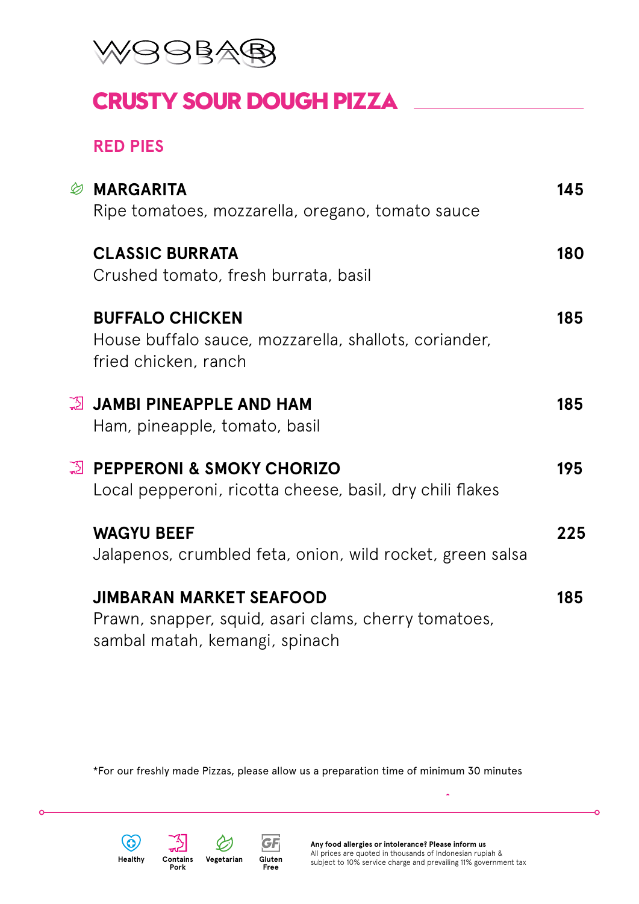WOOBAR

# CRUSTY SOUR DOUGH PIZZA

## RED PIES

**MARGARITA** (Vegetarian) — 145
Ripe tomatoes, mozzarella, oregano, tomato sauce

**CLASSIC BURRATA** — 180
Crushed tomato, fresh burrata, basil

**BUFFALO CHICKEN** — 185
House buffalo sauce, mozzarella, shallots, coriander, fried chicken, ranch

**JAMBI PINEAPPLE AND HAM** (Contains Pork) — 185
Ham, pineapple, tomato, basil

**PEPPERONI & SMOKY CHORIZO** (Contains Pork) — 195
Local pepperoni, ricotta cheese, basil, dry chili flakes

**WAGYU BEEF** — 225
Jalapenos, crumbled feta, onion, wild rocket, green salsa

**JIMBARAN MARKET SEAFOOD** — 185
Prawn, snapper, squid, asari clams, cherry tomatoes, sambal matah, kemangi, spinach

*For our freshly made Pizzas, please allow us a preparation time of minimum 30 minutes

Healthy | Contains Pork | Vegetarian | Gluten Free

**Any food allergies or intolerance? Please inform us**
All prices are quoted in thousands of Indonesian rupiah & subject to 10% service charge and prevailing 11% government tax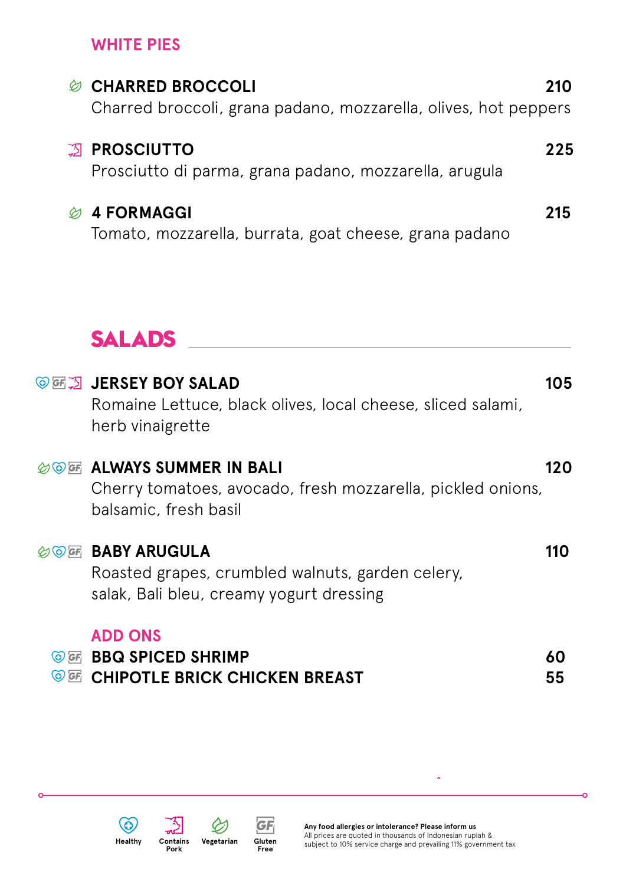## WHITE PIES

**CHARRED BROCCOLI** — 210
Charred broccoli, grana padano, mozzarella, olives, hot peppers

**PROSCIUTTO** — 225
Prosciutto di parma, grana padano, mozzarella, arugula

**4 FORMAGGI** — 215
Tomato, mozzarella, burrata, goat cheese, grana padano

## SALADS

**JERSEY BOY SALAD** — 105
Romaine Lettuce, black olives, local cheese, sliced salami, herb vinaigrette

**ALWAYS SUMMER IN BALI** — 120
Cherry tomatoes, avocado, fresh mozzarella, pickled onions, balsamic, fresh basil

**BABY ARUGULA** — 110
Roasted grapes, crumbled walnuts, garden celery, salak, Bali bleu, creamy yogurt dressing

### ADD ONS

**BBQ SPICED SHRIMP** — 60
**CHIPOTLE BRICK CHICKEN BREAST** — 55

Healthy | Contains Pork | Vegetarian | Gluten Free

**Any food allergies or intolerance? Please inform us**
All prices are quoted in thousands of Indonesian rupiah & subject to 10% service charge and prevailing 11% government tax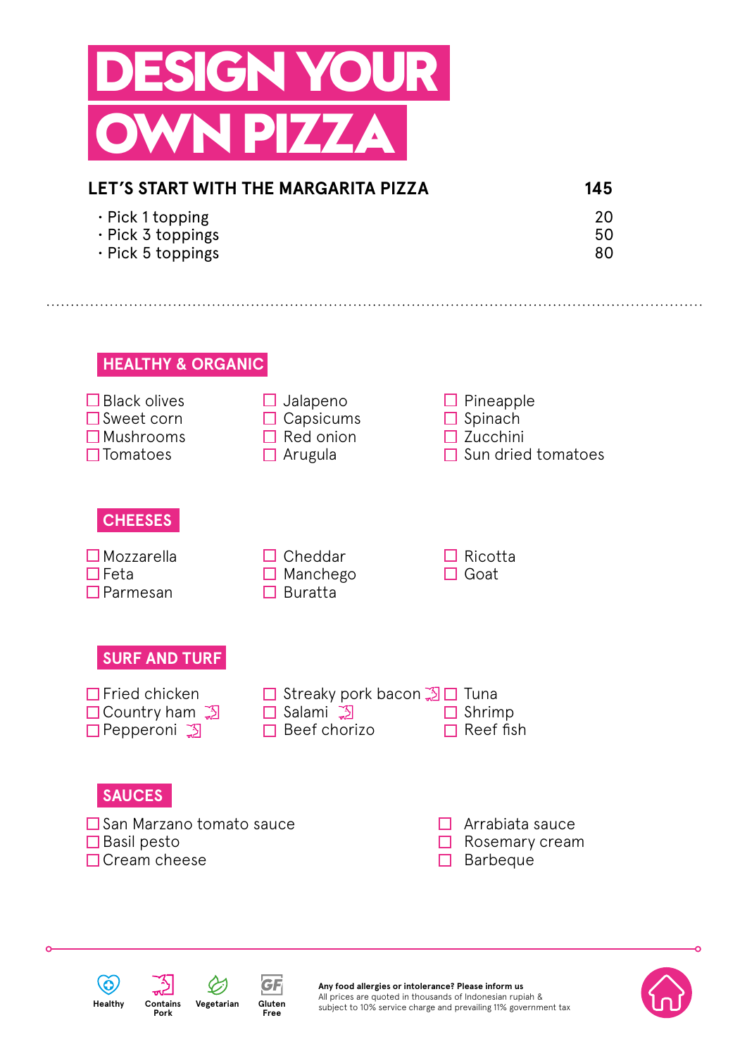# DESIGN YOUR OWN PIZZA

| LET'S START WITH THE MARGARITA PIZZA | 145 |
| --- | --- |
| · Pick 1 topping | 20 |
| · Pick 3 toppings | 50 |
| · Pick 5 toppings | 80 |

## HEALTHY & ORGANIC

- ☐ Black olives
- ☐ Sweet corn
- ☐ Mushrooms
- ☐ Tomatoes
- ☐ Jalapeno
- ☐ Capsicums
- ☐ Red onion
- ☐ Arugula
- ☐ Pineapple
- ☐ Spinach
- ☐ Zucchini
- ☐ Sun dried tomatoes

## CHEESES

- ☐ Mozzarella
- ☐ Feta
- ☐ Parmesan
- ☐ Cheddar
- ☐ Manchego
- ☐ Buratta
- ☐ Ricotta
- ☐ Goat

## SURF AND TURF

- ☐ Fried chicken
- ☐ Country ham (Contains Pork)
- ☐ Pepperoni (Contains Pork)
- ☐ Streaky pork bacon (Contains Pork)
- ☐ Salami (Contains Pork)
- ☐ Beef chorizo
- ☐ Tuna
- ☐ Shrimp
- ☐ Reef fish

## SAUCES

- ☐ San Marzano tomato sauce
- ☐ Basil pesto
- ☐ Cream cheese
- ☐ Arrabiata sauce
- ☐ Rosemary cream
- ☐ Barbeque

Healthy | Contains Pork | Vegetarian | Gluten Free

**Any food allergies or intolerance? Please inform us**
All prices are quoted in thousands of Indonesian rupiah & subject to 10% service charge and prevailing 11% government tax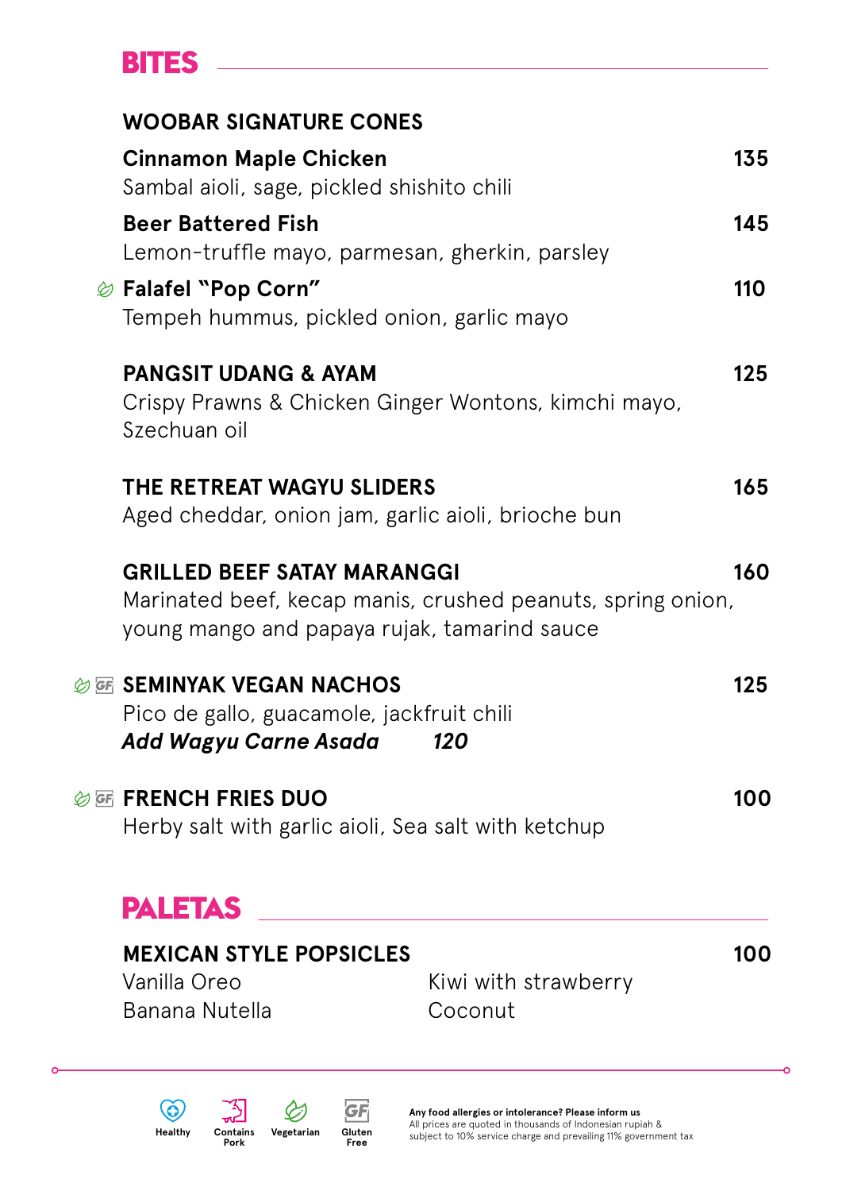# BITES

## WOOBAR SIGNATURE CONES

**Cinnamon Maple Chicken** — **135**
Sambal aioli, sage, pickled shishito chili

**Beer Battered Fish** — **145**
Lemon-truffle mayo, parmesan, gherkin, parsley

(Vegetarian) **Falafel "Pop Corn"** — **110**
Tempeh hummus, pickled onion, garlic mayo

## PANGSIT UDANG & AYAM — 125

Crispy Prawns & Chicken Ginger Wontons, kimchi mayo, Szechuan oil

## THE RETREAT WAGYU SLIDERS — 165

Aged cheddar, onion jam, garlic aioli, brioche bun

## GRILLED BEEF SATAY MARANGGI — 160

Marinated beef, kecap manis, crushed peanuts, spring onion, young mango and papaya rujak, tamarind sauce

## (Vegetarian) (GF) SEMINYAK VEGAN NACHOS — 125

Pico de gallo, guacamole, jackfruit chili
***Add Wagyu Carne Asada 120***

## (Vegetarian) (GF) FRENCH FRIES DUO — 100

Herby salt with garlic aioli, Sea salt with ketchup

# PALETAS

## MEXICAN STYLE POPSICLES — 100

- Vanilla Oreo
- Banana Nutella
- Kiwi with strawberry
- Coconut

---

Healthy | Contains Pork | Vegetarian | Gluten Free

**Any food allergies or intolerance? Please inform us**
All prices are quoted in thousands of Indonesian rupiah & subject to 10% service charge and prevailing 11% government tax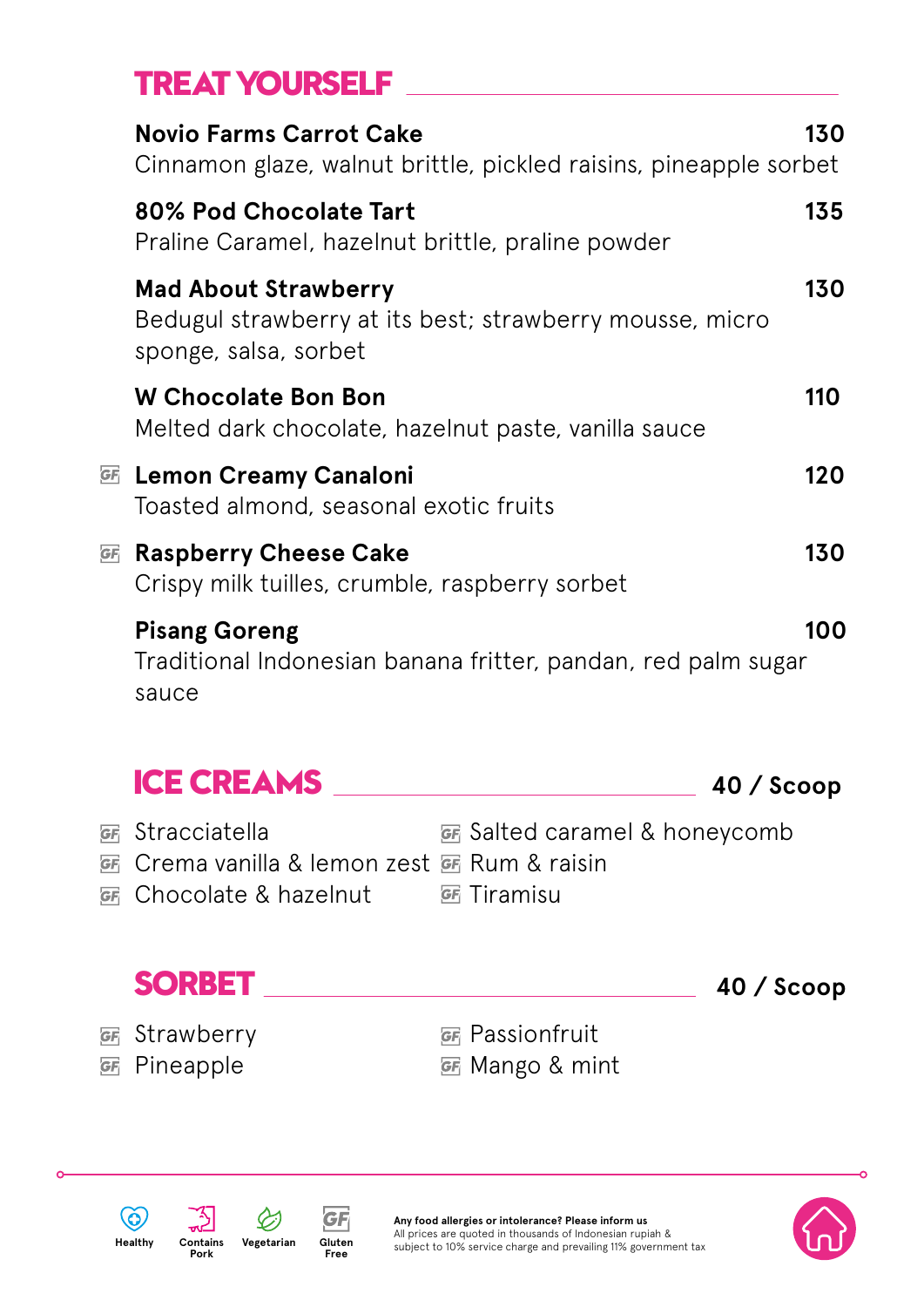## TREAT YOURSELF

**Novio Farms Carrot Cake** — 130
Cinnamon glaze, walnut brittle, pickled raisins, pineapple sorbet

**80% Pod Chocolate Tart** — 135
Praline Caramel, hazelnut brittle, praline powder

**Mad About Strawberry** — 130
Bedugul strawberry at its best; strawberry mousse, micro sponge, salsa, sorbet

**W Chocolate Bon Bon** — 110
Melted dark chocolate, hazelnut paste, vanilla sauce

GF **Lemon Creamy Canaloni** — 120
Toasted almond, seasonal exotic fruits

GF **Raspberry Cheese Cake** — 130
Crispy milk tuilles, crumble, raspberry sorbet

**Pisang Goreng** — 100
Traditional Indonesian banana fritter, pandan, red palm sugar sauce

## ICE CREAMS — 40 / Scoop

- GF Stracciatella
- GF Crema vanilla & lemon zest
- GF Chocolate & hazelnut
- GF Salted caramel & honeycomb
- GF Rum & raisin
- GF Tiramisu

## SORBET — 40 / Scoop

- GF Strawberry
- GF Pineapple
- GF Passionfruit
- GF Mango & mint

Healthy | Contains Pork | Vegetarian | GF Gluten Free

**Any food allergies or intolerance? Please inform us**
All prices are quoted in thousands of Indonesian rupiah & subject to 10% service charge and prevailing 11% government tax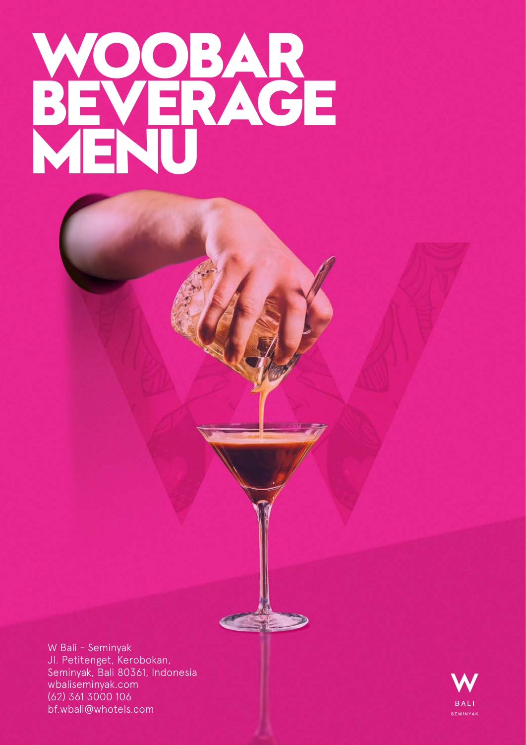# WOOBAR BEVERAGE MENU

W Bali - Seminyak
Jl. Petitenget, Kerobokan,
Seminyak, Bali 80361, Indonesia
wbaliseminyak.com
(62) 361 3000 106
bf.wbali@whotels.com

W BALI SEMINYAK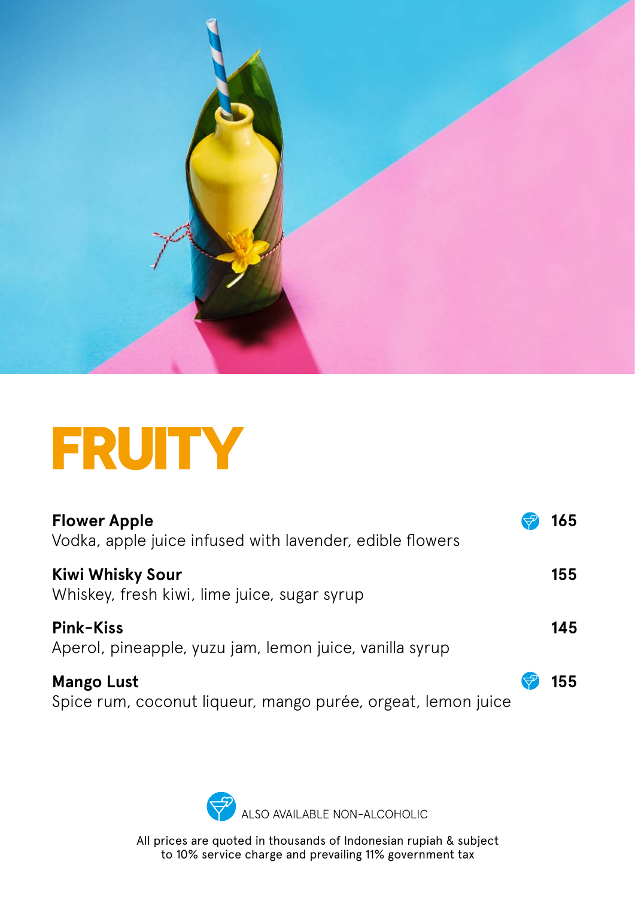# FRUITY

**Flower Apple** 🍸 **165**
Vodka, apple juice infused with lavender, edible flowers

**Kiwi Whisky Sour** **155**
Whiskey, fresh kiwi, lime juice, sugar syrup

**Pink-Kiss** **145**
Aperol, pineapple, yuzu jam, lemon juice, vanilla syrup

**Mango Lust** 🍸 **155**
Spice rum, coconut liqueur, mango purée, orgeat, lemon juice

🍸 ALSO AVAILABLE NON-ALCOHOLIC

All prices are quoted in thousands of Indonesian rupiah & subject to 10% service charge and prevailing 11% government tax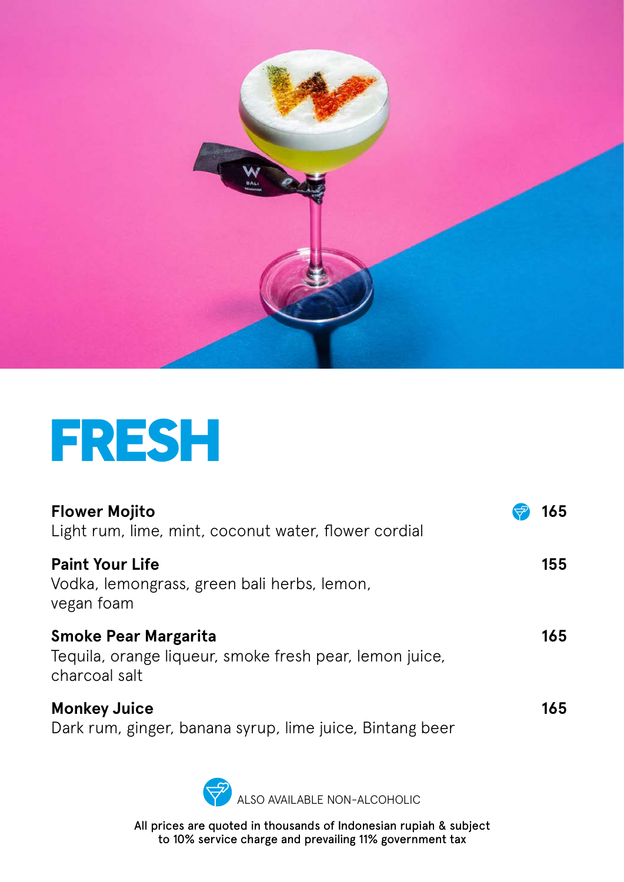# FRESH

**Flower Mojito** 🍸 **165**
Light rum, lime, mint, coconut water, flower cordial

**Paint Your Life** **155**
Vodka, lemongrass, green bali herbs, lemon, vegan foam

**Smoke Pear Margarita** **165**
Tequila, orange liqueur, smoke fresh pear, lemon juice, charcoal salt

**Monkey Juice** **165**
Dark rum, ginger, banana syrup, lime juice, Bintang beer

🍸 ALSO AVAILABLE NON-ALCOHOLIC

All prices are quoted in thousands of Indonesian rupiah & subject to 10% service charge and prevailing 11% government tax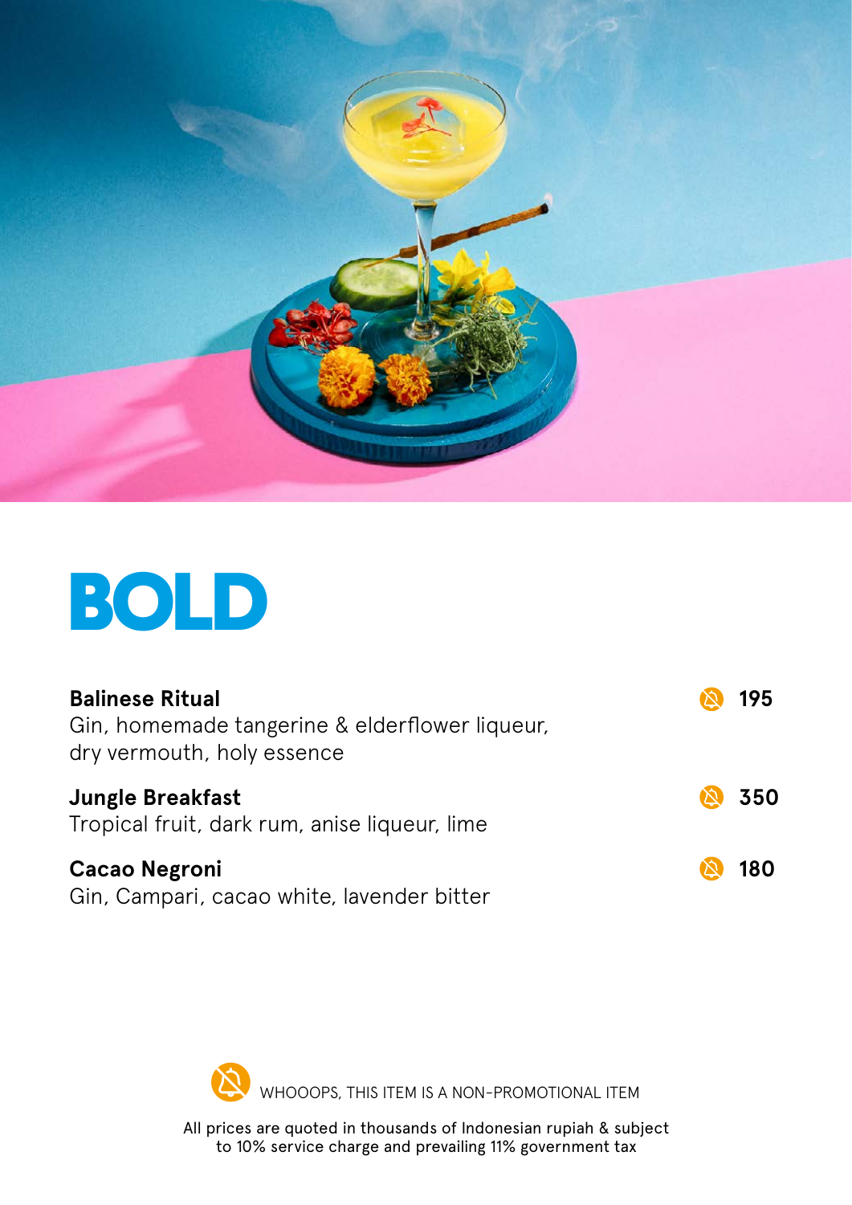# BOLD

**Balinese Ritual** 195
Gin, homemade tangerine & elderflower liqueur, dry vermouth, holy essence

**Jungle Breakfast** 350
Tropical fruit, dark rum, anise liqueur, lime

**Cacao Negroni** 180
Gin, Campari, cacao white, lavender bitter

WHOOOPS, THIS ITEM IS A NON-PROMOTIONAL ITEM

All prices are quoted in thousands of Indonesian rupiah & subject to 10% service charge and prevailing 11% government tax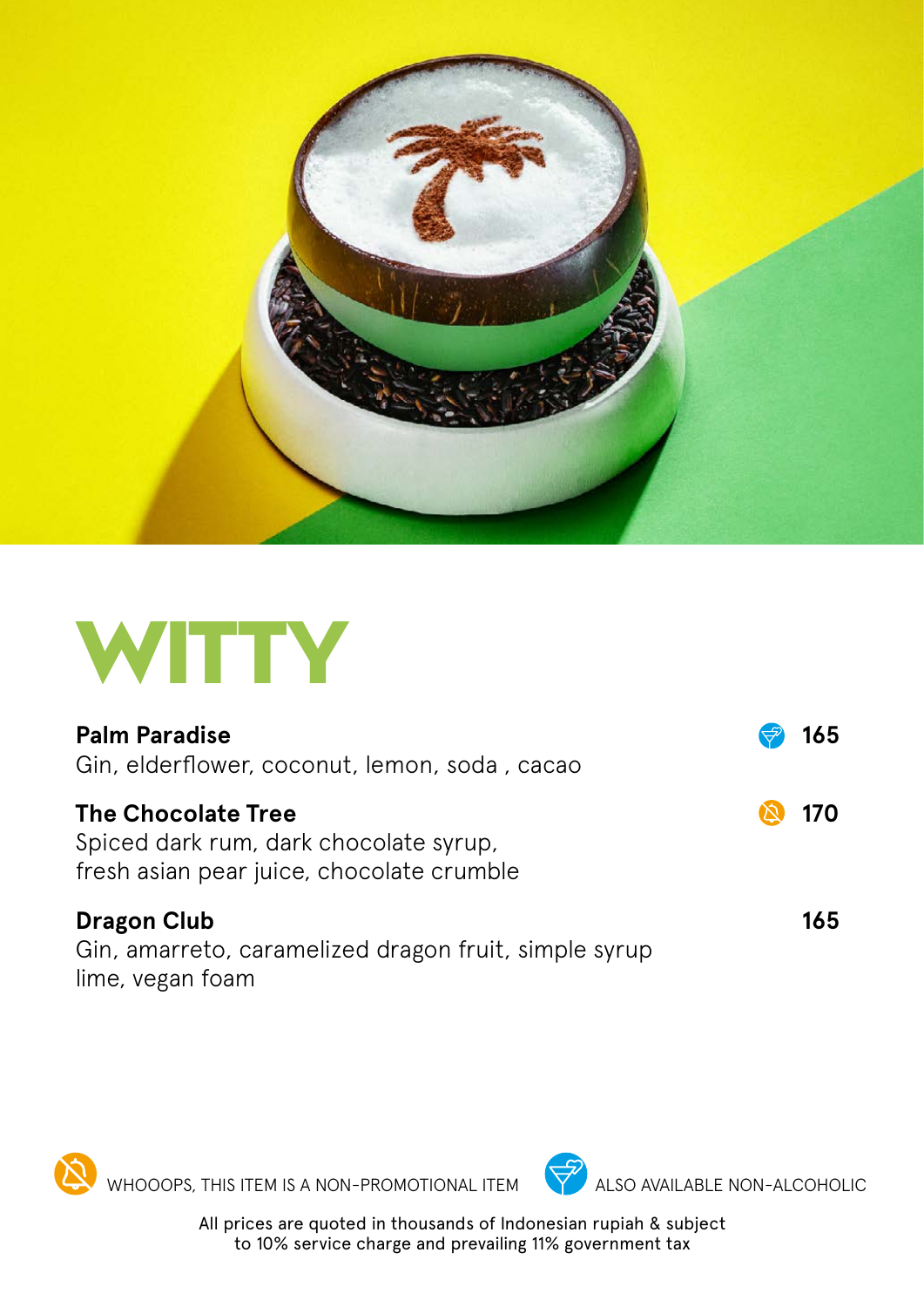# WITTY

**Palm Paradise** — 165
Gin, elderflower, coconut, lemon, soda , cacao

**The Chocolate Tree** — 170
Spiced dark rum, dark chocolate syrup,
fresh asian pear juice, chocolate crumble

**Dragon Club** — 165
Gin, amarreto, caramelized dragon fruit, simple syrup
lime, vegan foam

WHOOOPS, THIS ITEM IS A NON-PROMOTIONAL ITEM

ALSO AVAILABLE NON-ALCOHOLIC

All prices are quoted in thousands of Indonesian rupiah & subject
to 10% service charge and prevailing 11% government tax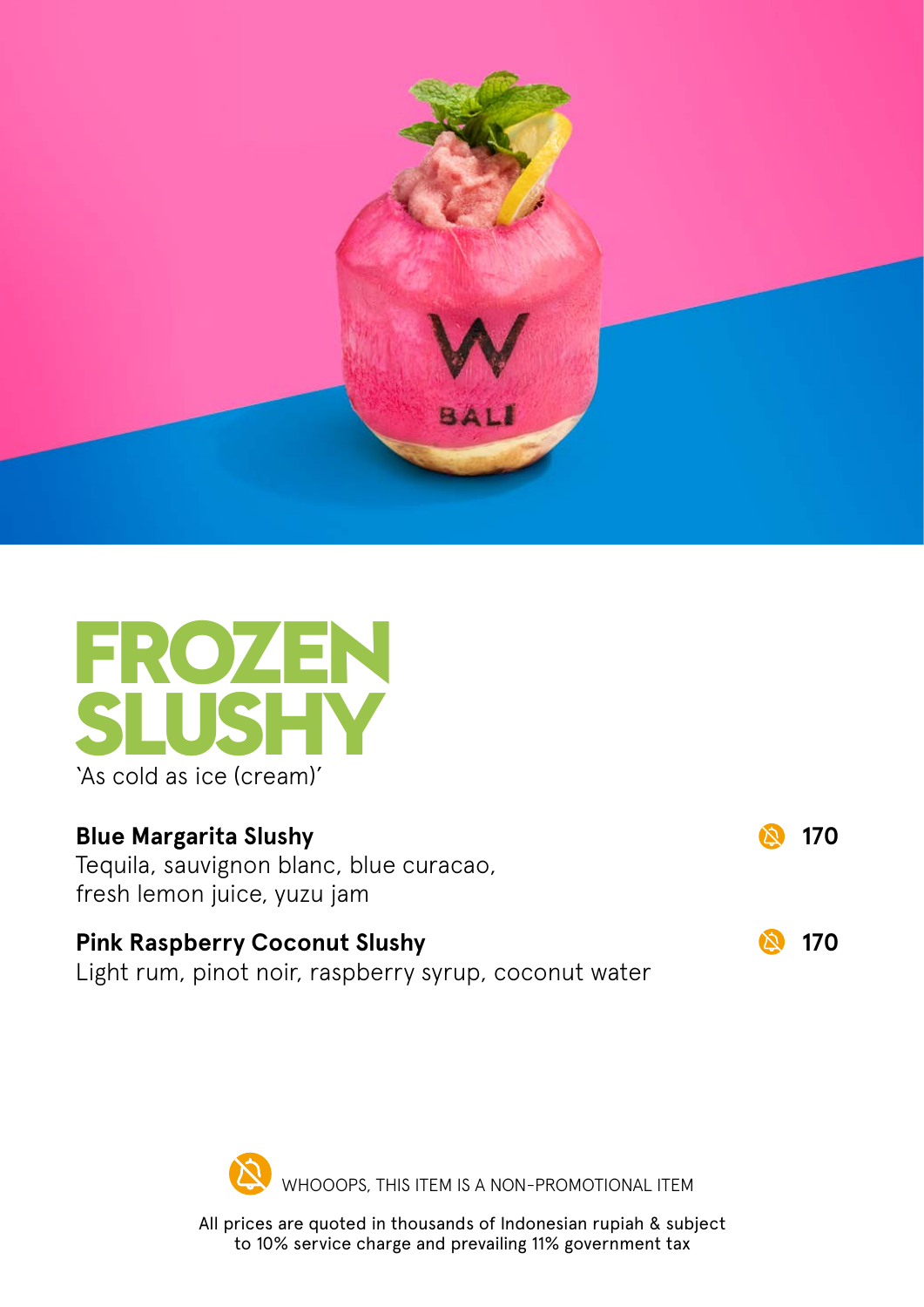# FROZEN SLUSHY

'As cold as ice (cream)'

**Blue Margarita Slushy** 170
Tequila, sauvignon blanc, blue curacao, fresh lemon juice, yuzu jam

**Pink Raspberry Coconut Slushy** 170
Light rum, pinot noir, raspberry syrup, coconut water

WHOOOPS, THIS ITEM IS A NON-PROMOTIONAL ITEM

All prices are quoted in thousands of Indonesian rupiah & subject to 10% service charge and prevailing 11% government tax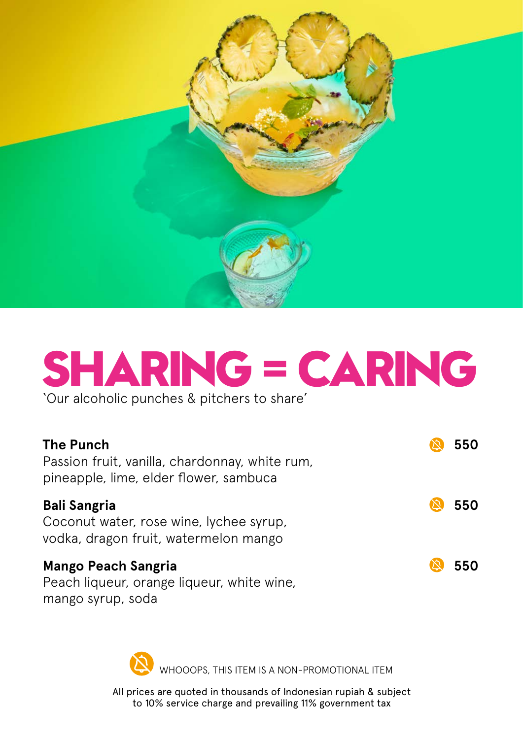# SHARING = CARING

`Our alcoholic punches & pitchers to share'

**The Punch** — 550
Passion fruit, vanilla, chardonnay, white rum, pineapple, lime, elder flower, sambuca

**Bali Sangria** — 550
Coconut water, rose wine, lychee syrup, vodka, dragon fruit, watermelon mango

**Mango Peach Sangria** — 550
Peach liqueur, orange liqueur, white wine, mango syrup, soda

WHOOOPS, THIS ITEM IS A NON-PROMOTIONAL ITEM

All prices are quoted in thousands of Indonesian rupiah & subject to 10% service charge and prevailing 11% government tax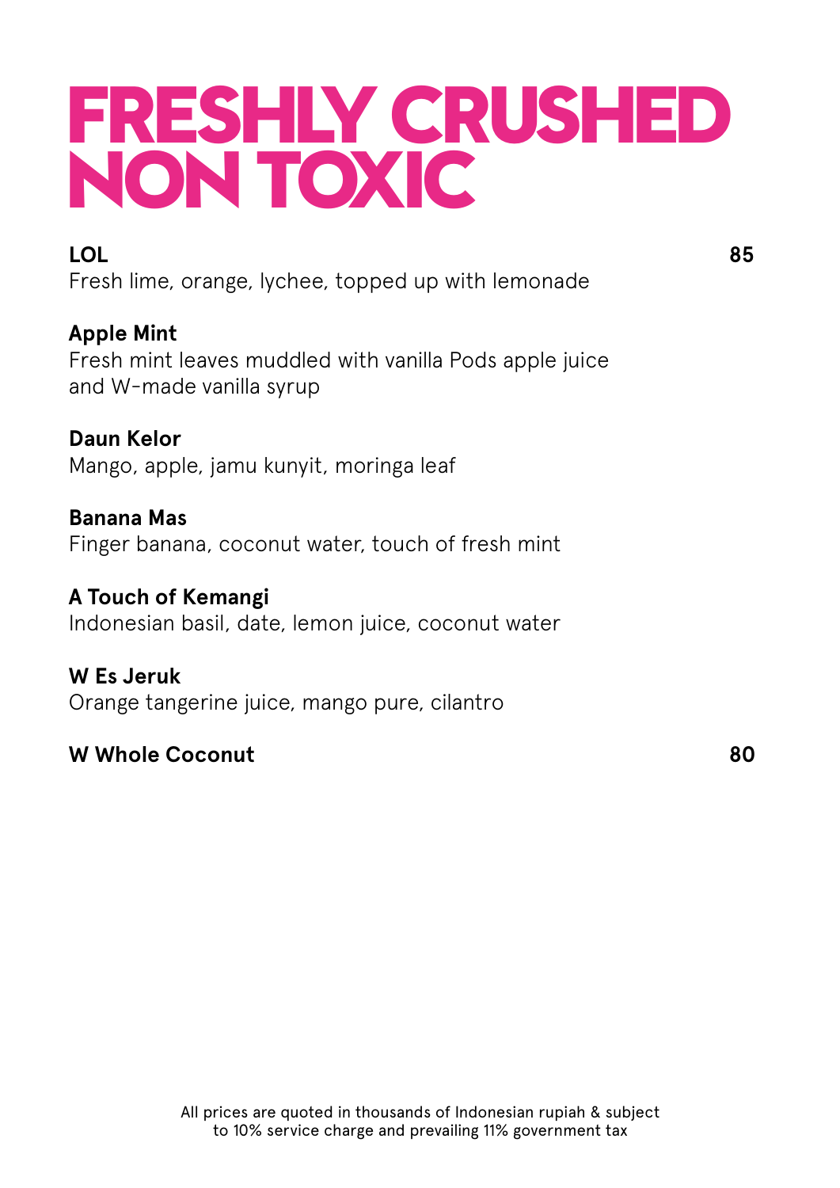# FRESHLY CRUSHED NON TOXIC

**LOL** **85**
Fresh lime, orange, lychee, topped up with lemonade

**Apple Mint**
Fresh mint leaves muddled with vanilla Pods apple juice and W-made vanilla syrup

**Daun Kelor**
Mango, apple, jamu kunyit, moringa leaf

**Banana Mas**
Finger banana, coconut water, touch of fresh mint

**A Touch of Kemangi**
Indonesian basil, date, lemon juice, coconut water

**W Es Jeruk**
Orange tangerine juice, mango pure, cilantro

**W Whole Coconut** **80**

All prices are quoted in thousands of Indonesian rupiah & subject to 10% service charge and prevailing 11% government tax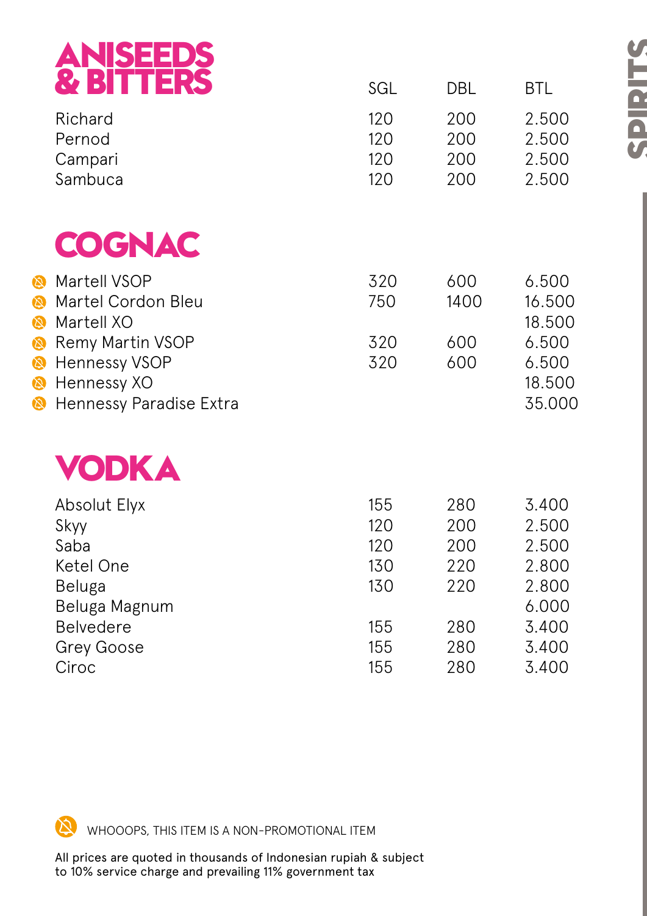# SPIRITS

## ANISEEDS & BITTERS

| | SGL | DBL | BTL |
|---|---|---|---|
| Richard | 120 | 200 | 2.500 |
| Pernod | 120 | 200 | 2.500 |
| Campari | 120 | 200 | 2.500 |
| Sambuca | 120 | 200 | 2.500 |

## COGNAC

| | SGL | DBL | BTL |
|---|---|---|---|
| ⊘ Martell VSOP | 320 | 600 | 6.500 |
| ⊘ Martel Cordon Bleu | 750 | 1400 | 16.500 |
| ⊘ Martell XO | | | 18.500 |
| ⊘ Remy Martin VSOP | 320 | 600 | 6.500 |
| ⊘ Hennessy VSOP | 320 | 600 | 6.500 |
| ⊘ Hennessy XO | | | 18.500 |
| ⊘ Hennessy Paradise Extra | | | 35.000 |

## VODKA

| | SGL | DBL | BTL |
|---|---|---|---|
| Absolut Elyx | 155 | 280 | 3.400 |
| Skyy | 120 | 200 | 2.500 |
| Saba | 120 | 200 | 2.500 |
| Ketel One | 130 | 220 | 2.800 |
| Beluga | 130 | 220 | 2.800 |
| Beluga Magnum | | | 6.000 |
| Belvedere | 155 | 280 | 3.400 |
| Grey Goose | 155 | 280 | 3.400 |
| Ciroc | 155 | 280 | 3.400 |

⊘ WHOOOPS, THIS ITEM IS A NON-PROMOTIONAL ITEM

All prices are quoted in thousands of Indonesian rupiah & subject to 10% service charge and prevailing 11% government tax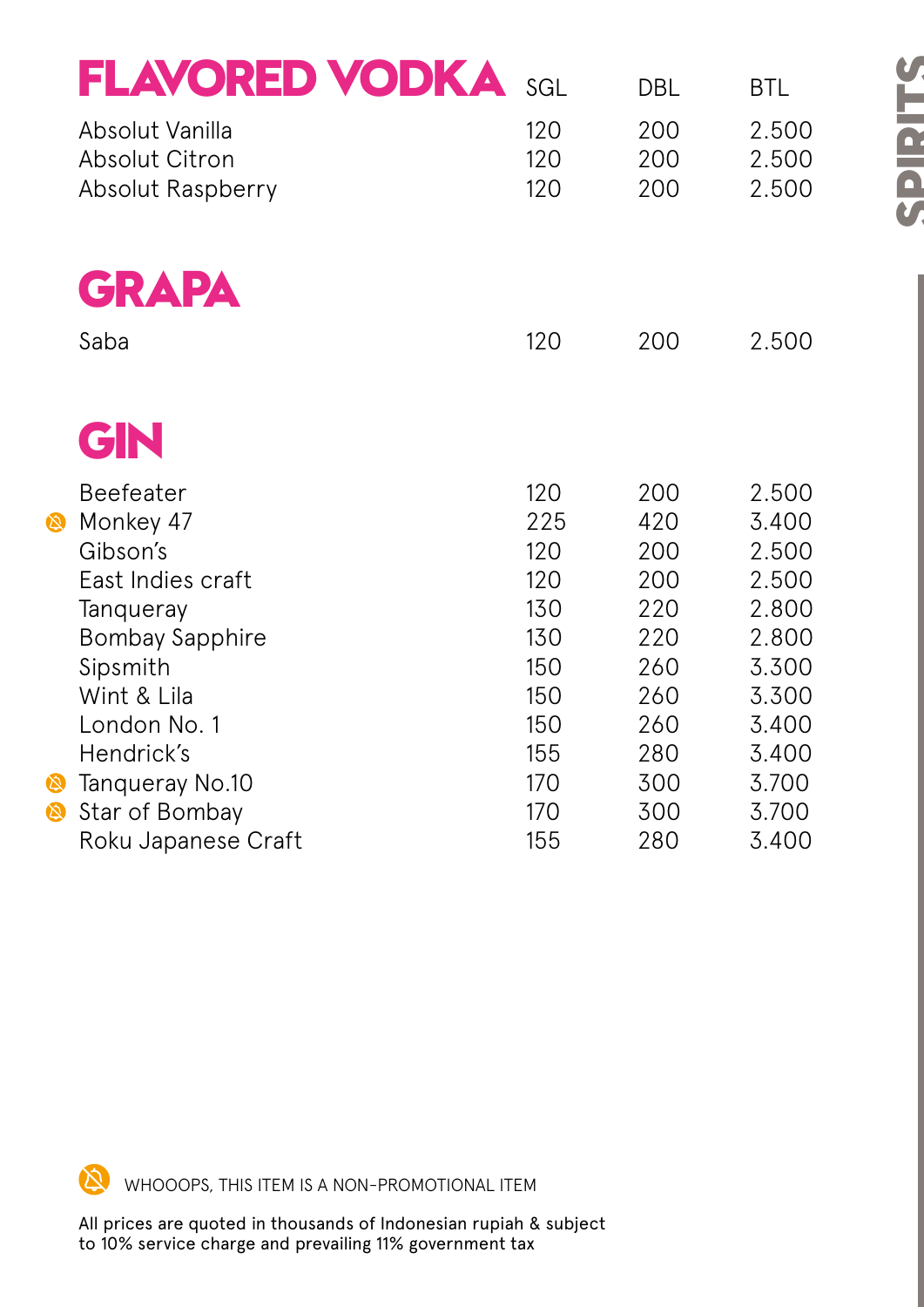## FLAVORED VODKA

| | SGL | DBL | BTL |
|---|---|---|---|
| Absolut Vanilla | 120 | 200 | 2.500 |
| Absolut Citron | 120 | 200 | 2.500 |
| Absolut Raspberry | 120 | 200 | 2.500 |

## GRAPA

| | SGL | DBL | BTL |
|---|---|---|---|
| Saba | 120 | 200 | 2.500 |

## GIN

| | SGL | DBL | BTL |
|---|---|---|---|
| Beefeater | 120 | 200 | 2.500 |
| 🔕 Monkey 47 | 225 | 420 | 3.400 |
| Gibson's | 120 | 200 | 2.500 |
| East Indies craft | 120 | 200 | 2.500 |
| Tanqueray | 130 | 220 | 2.800 |
| Bombay Sapphire | 130 | 220 | 2.800 |
| Sipsmith | 150 | 260 | 3.300 |
| Wint & Lila | 150 | 260 | 3.300 |
| London No. 1 | 150 | 260 | 3.400 |
| Hendrick's | 155 | 280 | 3.400 |
| 🔕 Tanqueray No.10 | 170 | 300 | 3.700 |
| 🔕 Star of Bombay | 170 | 300 | 3.700 |
| Roku Japanese Craft | 155 | 280 | 3.400 |

🔕 WHOOOPS, THIS ITEM IS A NON-PROMOTIONAL ITEM

All prices are quoted in thousands of Indonesian rupiah & subject to 10% service charge and prevailing 11% government tax

SPIRITS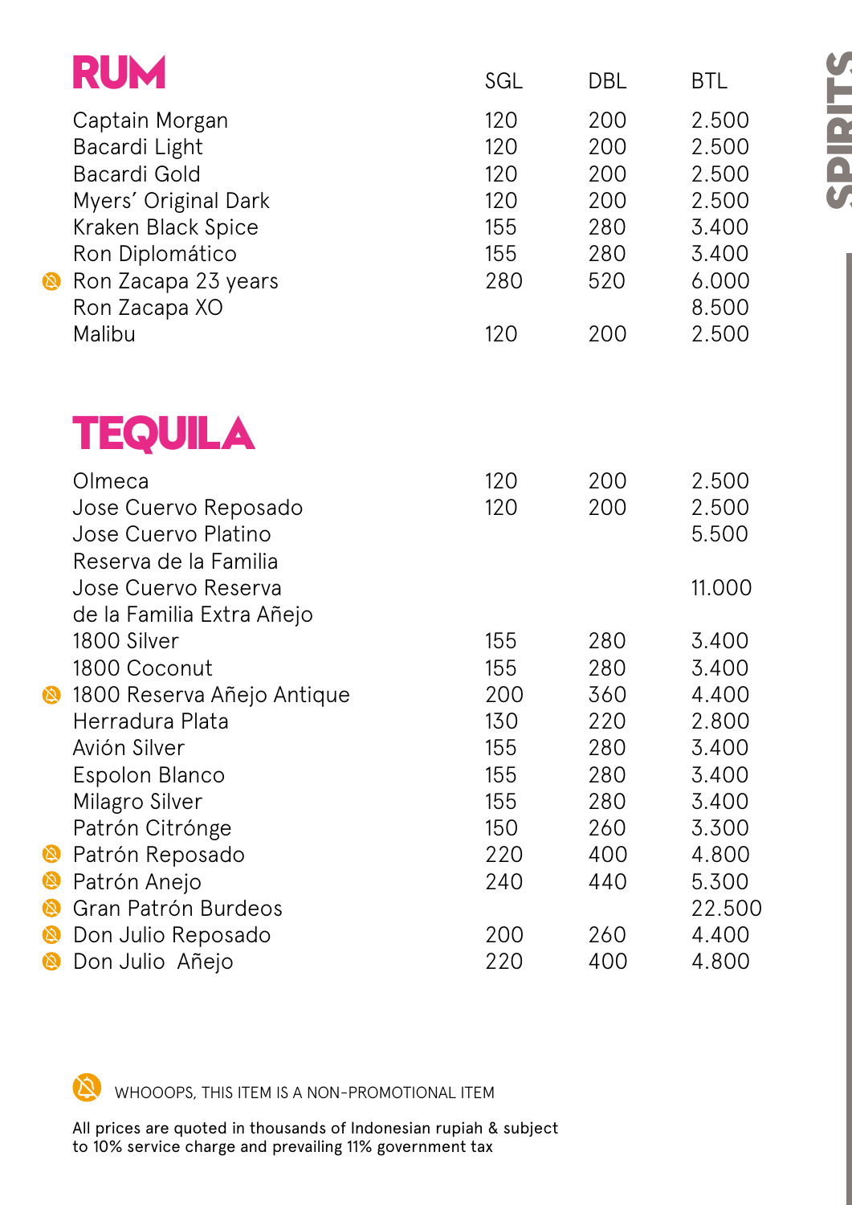## RUM

| | SGL | DBL | BTL |
|---|---|---|---|
| Captain Morgan | 120 | 200 | 2.500 |
| Bacardi Light | 120 | 200 | 2.500 |
| Bacardi Gold | 120 | 200 | 2.500 |
| Myers' Original Dark | 120 | 200 | 2.500 |
| Kraken Black Spice | 155 | 280 | 3.400 |
| Ron Diplomático | 155 | 280 | 3.400 |
| ⊘ Ron Zacapa 23 years | 280 | 520 | 6.000 |
| Ron Zacapa XO | | | 8.500 |
| Malibu | 120 | 200 | 2.500 |

## TEQUILA

| | SGL | DBL | BTL |
|---|---|---|---|
| Olmeca | 120 | 200 | 2.500 |
| Jose Cuervo Reposado | 120 | 200 | 2.500 |
| Jose Cuervo Platino Reserva de la Familia | | | 5.500 |
| Jose Cuervo Reserva de la Familia Extra Añejo | | | 11.000 |
| 1800 Silver | 155 | 280 | 3.400 |
| 1800 Coconut | 155 | 280 | 3.400 |
| ⊘ 1800 Reserva Añejo Antique | 200 | 360 | 4.400 |
| Herradura Plata | 130 | 220 | 2.800 |
| Avión Silver | 155 | 280 | 3.400 |
| Espolon Blanco | 155 | 280 | 3.400 |
| Milagro Silver | 155 | 280 | 3.400 |
| Patrón Citrónge | 150 | 260 | 3.300 |
| ⊘ Patrón Reposado | 220 | 400 | 4.800 |
| ⊘ Patrón Anejo | 240 | 440 | 5.300 |
| ⊘ Gran Patrón Burdeos | | | 22.500 |
| ⊘ Don Julio Reposado | 200 | 260 | 4.400 |
| ⊘ Don Julio Añejo | 220 | 400 | 4.800 |

⊘ WHOOOPS, THIS ITEM IS A NON-PROMOTIONAL ITEM

All prices are quoted in thousands of Indonesian rupiah & subject to 10% service charge and prevailing 11% government tax

SPIRITS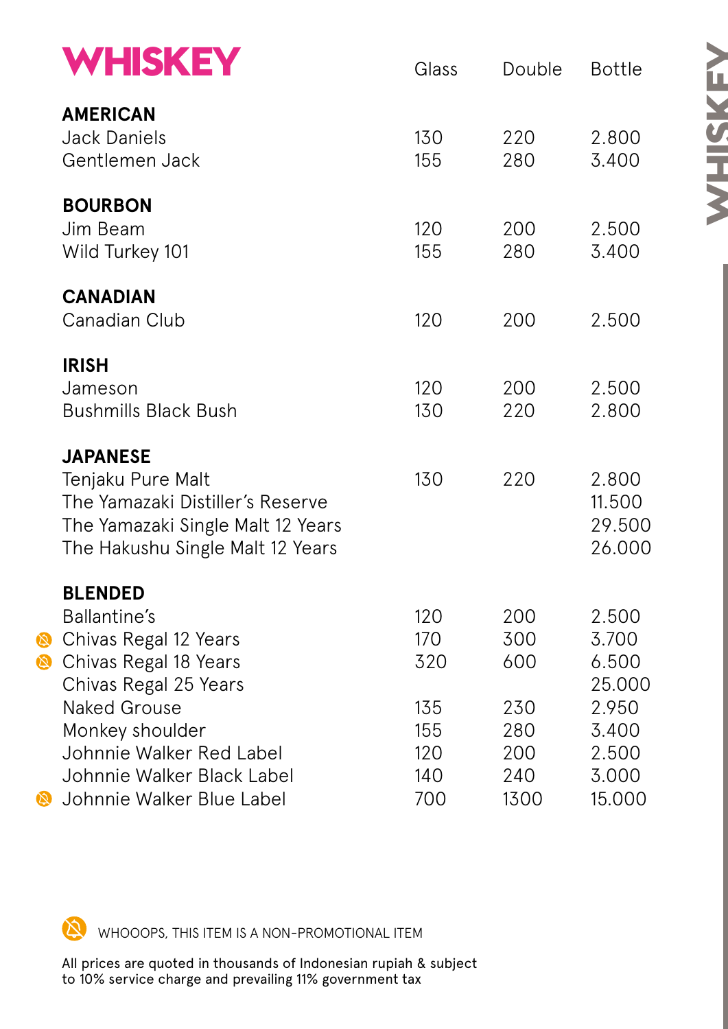# WHISKEY

| | Glass | Double | Bottle |
|---|---|---|---|
| **AMERICAN** | | | |
| Jack Daniels | 130 | 220 | 2.800 |
| Gentlemen Jack | 155 | 280 | 3.400 |
| **BOURBON** | | | |
| Jim Beam | 120 | 200 | 2.500 |
| Wild Turkey 101 | 155 | 280 | 3.400 |
| **CANADIAN** | | | |
| Canadian Club | 120 | 200 | 2.500 |
| **IRISH** | | | |
| Jameson | 120 | 200 | 2.500 |
| Bushmills Black Bush | 130 | 220 | 2.800 |
| **JAPANESE** | | | |
| Tenjaku Pure Malt | 130 | 220 | 2.800 |
| The Yamazaki Distiller's Reserve | | | 11.500 |
| The Yamazaki Single Malt 12 Years | | | 29.500 |
| The Hakushu Single Malt 12 Years | | | 26.000 |
| **BLENDED** | | | |
| Ballantine's | 120 | 200 | 2.500 |
| Chivas Regal 12 Years (non-promotional) | 170 | 300 | 3.700 |
| Chivas Regal 18 Years (non-promotional) | 320 | 600 | 6.500 |
| Chivas Regal 25 Years | | | 25.000 |
| Naked Grouse | 135 | 230 | 2.950 |
| Monkey shoulder | 155 | 280 | 3.400 |
| Johnnie Walker Red Label | 120 | 200 | 2.500 |
| Johnnie Walker Black Label | 140 | 240 | 3.000 |
| Johnnie Walker Blue Label (non-promotional) | 700 | 1300 | 15.000 |

WHOOOPS, THIS ITEM IS A NON-PROMOTIONAL ITEM

All prices are quoted in thousands of Indonesian rupiah & subject to 10% service charge and prevailing 11% government tax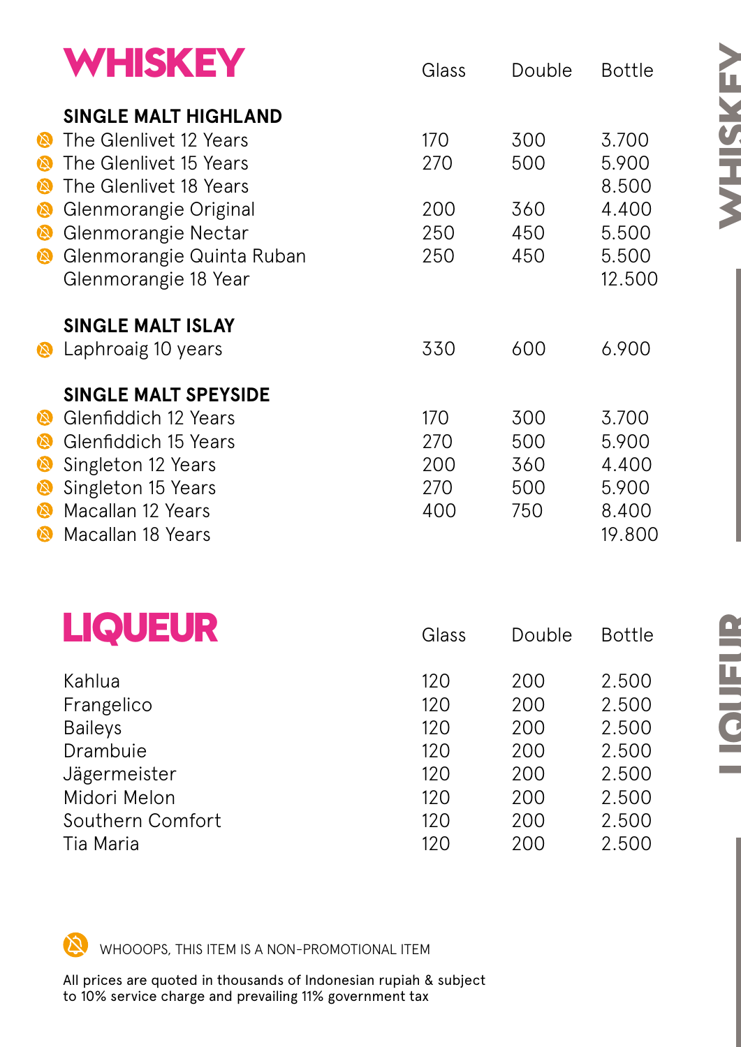# WHISKEY

| | Glass | Double | Bottle |
|---|---|---|---|
| **SINGLE MALT HIGHLAND** | | | |
| The Glenlivet 12 Years | 170 | 300 | 3.700 |
| The Glenlivet 15 Years | 270 | 500 | 5.900 |
| The Glenlivet 18 Years | | | 8.500 |
| Glenmorangie Original | 200 | 360 | 4.400 |
| Glenmorangie Nectar | 250 | 450 | 5.500 |
| Glenmorangie Quinta Ruban | 250 | 450 | 5.500 |
| Glenmorangie 18 Year | | | 12.500 |
| **SINGLE MALT ISLAY** | | | |
| Laphroaig 10 years | 330 | 600 | 6.900 |
| **SINGLE MALT SPEYSIDE** | | | |
| Glenfiddich 12 Years | 170 | 300 | 3.700 |
| Glenfiddich 15 Years | 270 | 500 | 5.900 |
| Singleton 12 Years | 200 | 360 | 4.400 |
| Singleton 15 Years | 270 | 500 | 5.900 |
| Macallan 12 Years | 400 | 750 | 8.400 |
| Macallan 18 Years | | | 19.800 |

# LIQUEUR

| | Glass | Double | Bottle |
|---|---|---|---|
| Kahlua | 120 | 200 | 2.500 |
| Frangelico | 120 | 200 | 2.500 |
| Baileys | 120 | 200 | 2.500 |
| Drambuie | 120 | 200 | 2.500 |
| Jägermeister | 120 | 200 | 2.500 |
| Midori Melon | 120 | 200 | 2.500 |
| Southern Comfort | 120 | 200 | 2.500 |
| Tia Maria | 120 | 200 | 2.500 |

WHOOOPS, THIS ITEM IS A NON-PROMOTIONAL ITEM

All prices are quoted in thousands of Indonesian rupiah & subject to 10% service charge and prevailing 11% government tax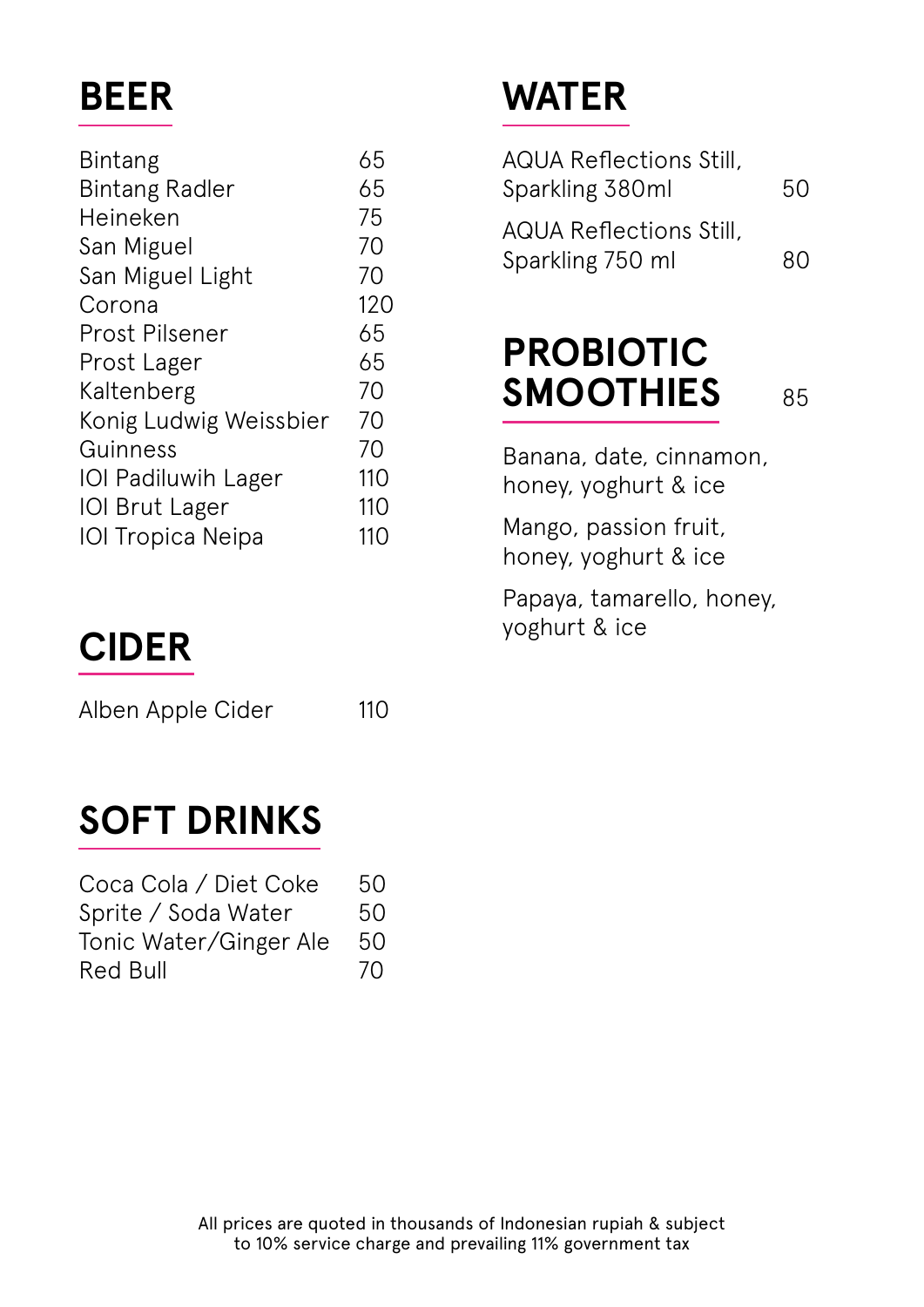## BEER

| | |
|---|---|
| Bintang | 65 |
| Bintang Radler | 65 |
| Heineken | 75 |
| San Miguel | 70 |
| San Miguel Light | 70 |
| Corona | 120 |
| Prost Pilsener | 65 |
| Prost Lager | 65 |
| Kaltenberg | 70 |
| Konig Ludwig Weissbier | 70 |
| Guinness | 70 |
| IOI Padiluwih Lager | 110 |
| IOI Brut Lager | 110 |
| IOI Tropica Neipa | 110 |

## CIDER

| | |
|---|---|
| Alben Apple Cider | 110 |

## SOFT DRINKS

| | |
|---|---|
| Coca Cola / Diet Coke | 50 |
| Sprite / Soda Water | 50 |
| Tonic Water/Ginger Ale | 50 |
| Red Bull | 70 |

## WATER

| | |
|---|---|
| AQUA Reflections Still, Sparkling 380ml | 50 |
| AQUA Reflections Still, Sparkling 750 ml | 80 |

## PROBIOTIC SMOOTHIES 85

Banana, date, cinnamon, honey, yoghurt & ice

Mango, passion fruit, honey, yoghurt & ice

Papaya, tamarello, honey, yoghurt & ice

All prices are quoted in thousands of Indonesian rupiah & subject to 10% service charge and prevailing 11% government tax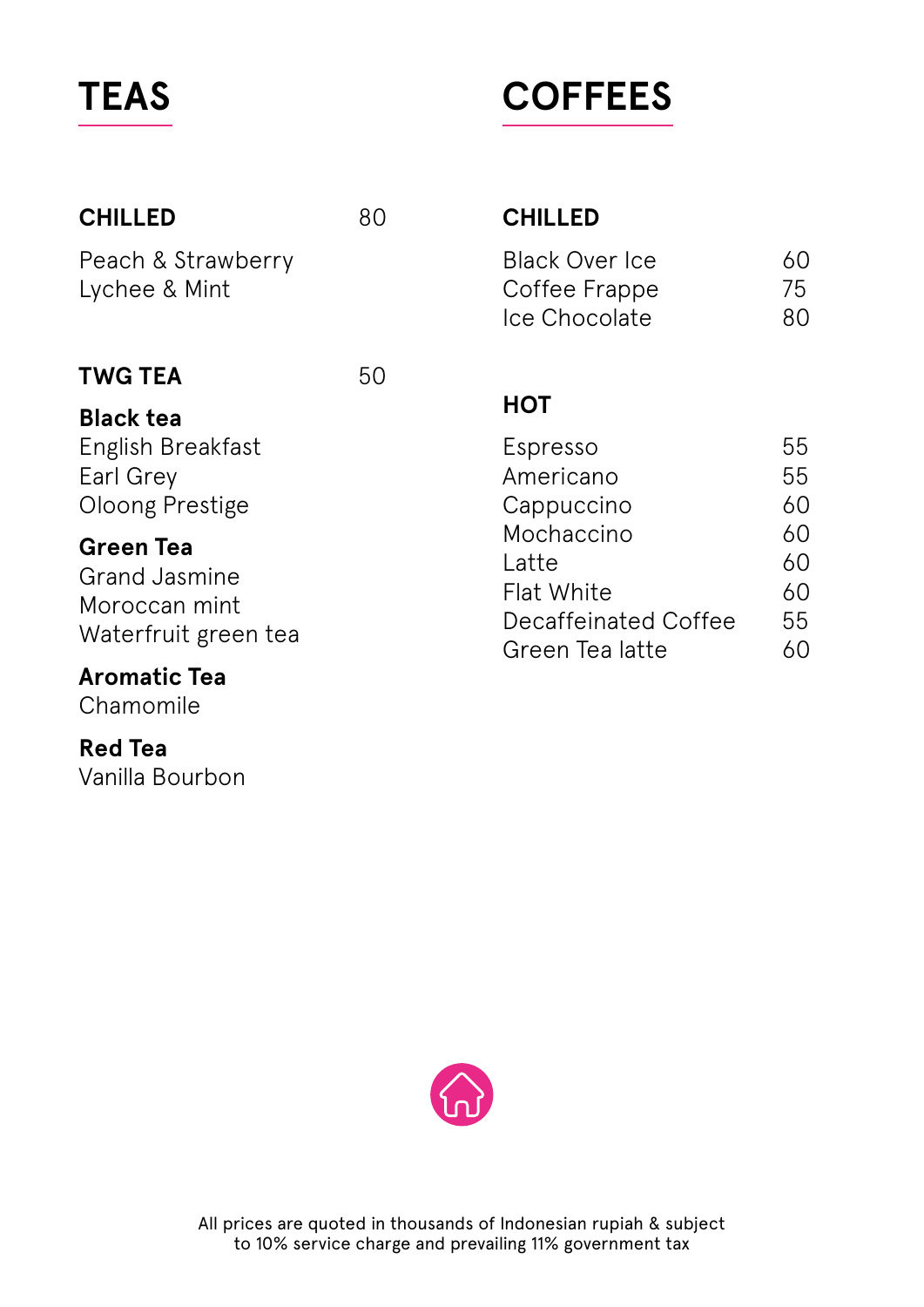# TEAS

## CHILLED 80

Peach & Strawberry
Lychee & Mint

## TWG TEA 50

**Black tea**
English Breakfast
Earl Grey
Oloong Prestige

**Green Tea**
Grand Jasmine
Moroccan mint
Waterfruit green tea

**Aromatic Tea**
Chamomile

**Red Tea**
Vanilla Bourbon

# COFFEES

## CHILLED

| Item | Price |
|---|---|
| Black Over Ice | 60 |
| Coffee Frappe | 75 |
| Ice Chocolate | 80 |

## HOT

| Item | Price |
|---|---|
| Espresso | 55 |
| Americano | 55 |
| Cappuccino | 60 |
| Mochaccino | 60 |
| Latte | 60 |
| Flat White | 60 |
| Decaffeinated Coffee | 55 |
| Green Tea latte | 60 |

All prices are quoted in thousands of Indonesian rupiah & subject to 10% service charge and prevailing 11% government tax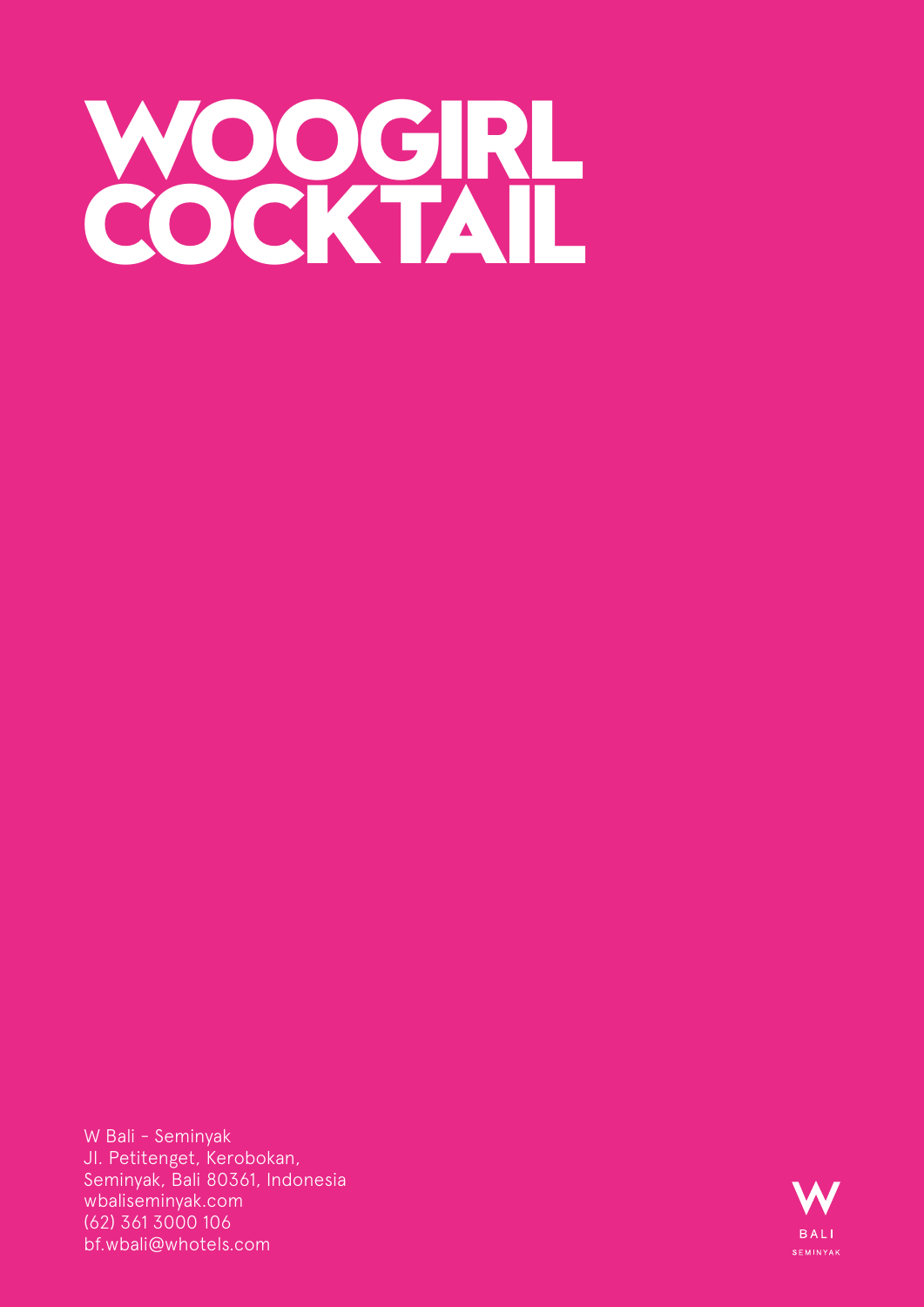# WOOGIRL COCKTAIL

W Bali - Seminyak
Jl. Petitenget, Kerobokan,
Seminyak, Bali 80361, Indonesia
wbaliseminyak.com
(62) 361 3000 106
bf.wbali@whotels.com

W
BALI
SEMINYAK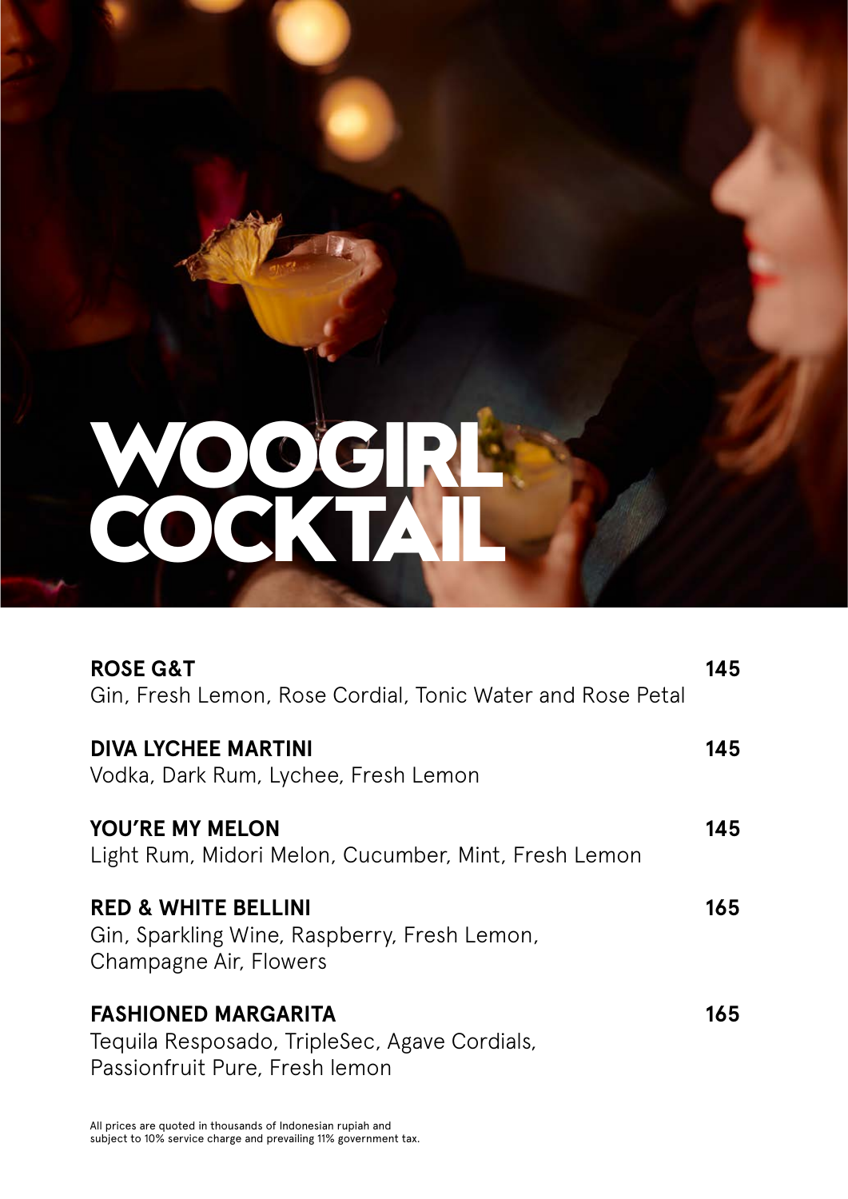# WOOGIRL COCKTAIL

**ROSE G&T** **145**
Gin, Fresh Lemon, Rose Cordial, Tonic Water and Rose Petal

**DIVA LYCHEE MARTINI** **145**
Vodka, Dark Rum, Lychee, Fresh Lemon

**YOU'RE MY MELON** **145**
Light Rum, Midori Melon, Cucumber, Mint, Fresh Lemon

**RED & WHITE BELLINI** **165**
Gin, Sparkling Wine, Raspberry, Fresh Lemon, Champagne Air, Flowers

**FASHIONED MARGARITA** **165**
Tequila Resposado, TripleSec, Agave Cordials, Passionfruit Pure, Fresh lemon

All prices are quoted in thousands of Indonesian rupiah and subject to 10% service charge and prevailing 11% government tax.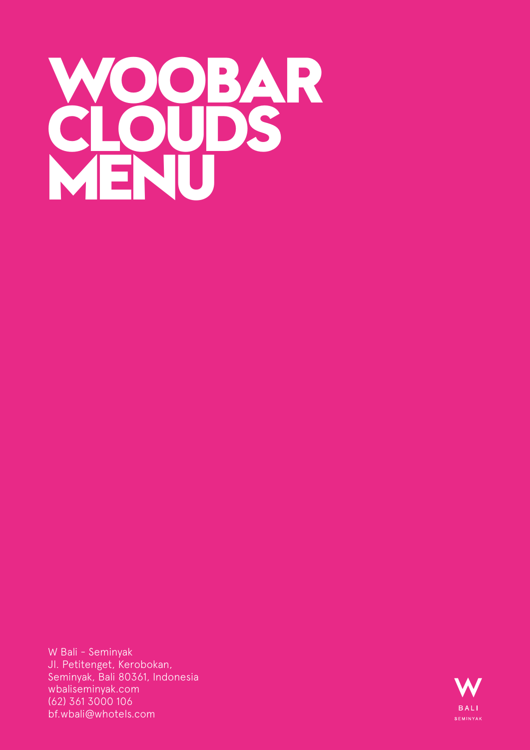# WOOBAR CLOUDS MENU

W Bali - Seminyak
Jl. Petitenget, Kerobokan,
Seminyak, Bali 80361, Indonesia
wbaliseminyak.com
(62) 361 3000 106
bf.wbali@whotels.com

W
BALI
SEMINYAK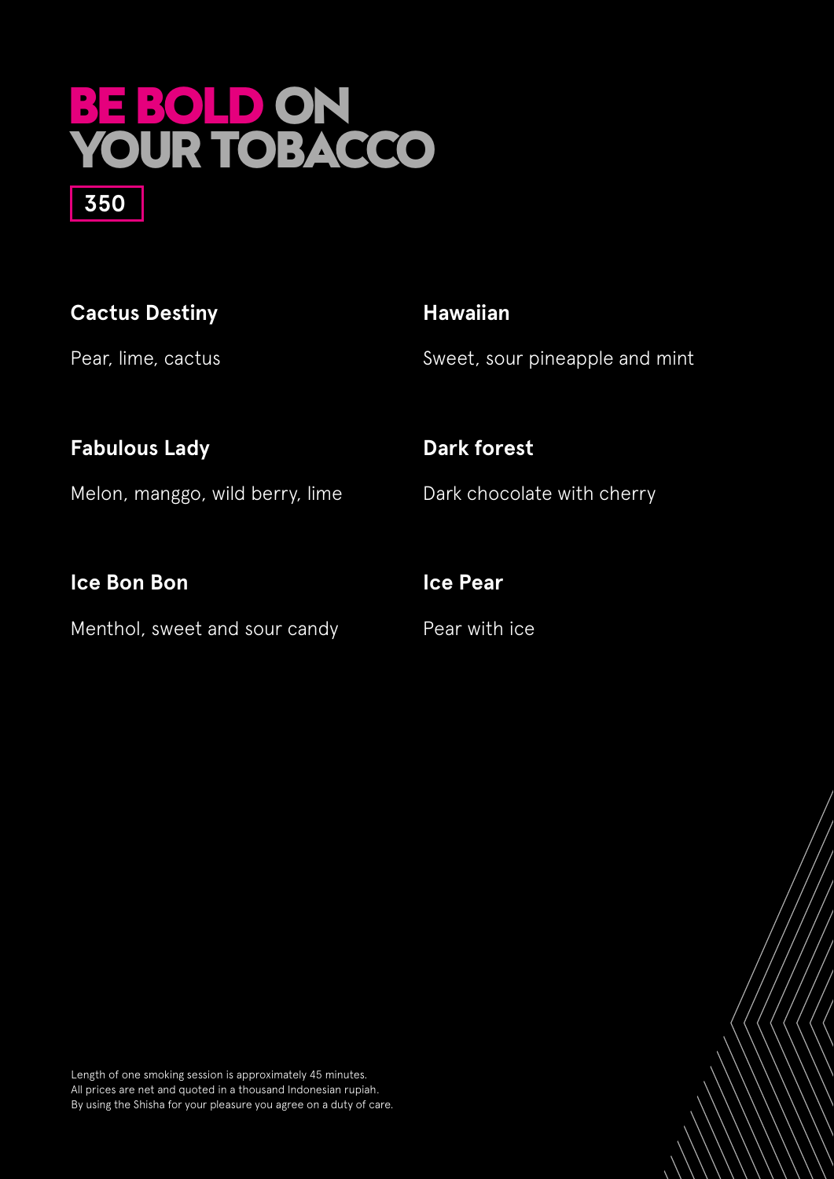# BE BOLD ON YOUR TOBACCO

**350**

**Cactus Destiny**

Pear, lime, cactus

**Hawaiian**

Sweet, sour pineapple and mint

**Fabulous Lady**

Melon, manggo, wild berry, lime

**Dark forest**

Dark chocolate with cherry

**Ice Bon Bon**

Menthol, sweet and sour candy

**Ice Pear**

Pear with ice

Length of one smoking session is approximately 45 minutes.
All prices are net and quoted in a thousand Indonesian rupiah.
By using the Shisha for your pleasure you agree on a duty of care.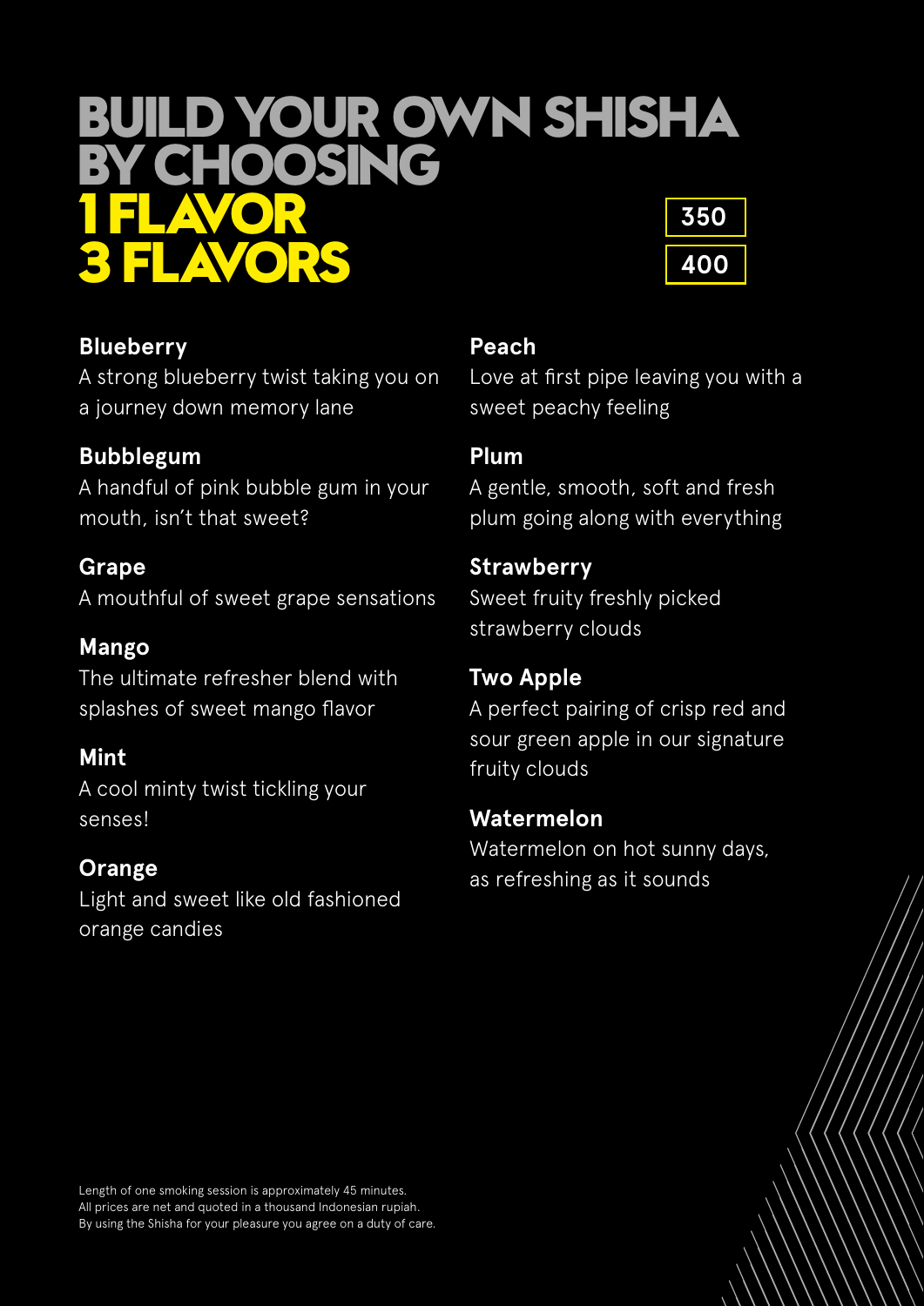# BUILD YOUR OWN SHISHA BY CHOOSING

## 1 FLAVOR — 350
## 3 FLAVORS — 400

**Blueberry**
A strong blueberry twist taking you on a journey down memory lane

**Bubblegum**
A handful of pink bubble gum in your mouth, isn't that sweet?

**Grape**
A mouthful of sweet grape sensations

**Mango**
The ultimate refresher blend with splashes of sweet mango flavor

**Mint**
A cool minty twist tickling your senses!

**Orange**
Light and sweet like old fashioned orange candies

**Peach**
Love at first pipe leaving you with a sweet peachy feeling

**Plum**
A gentle, smooth, soft and fresh plum going along with everything

**Strawberry**
Sweet fruity freshly picked strawberry clouds

**Two Apple**
A perfect pairing of crisp red and sour green apple in our signature fruity clouds

**Watermelon**
Watermelon on hot sunny days, as refreshing as it sounds

Length of one smoking session is approximately 45 minutes.
All prices are net and quoted in a thousand Indonesian rupiah.
By using the Shisha for your pleasure you agree on a duty of care.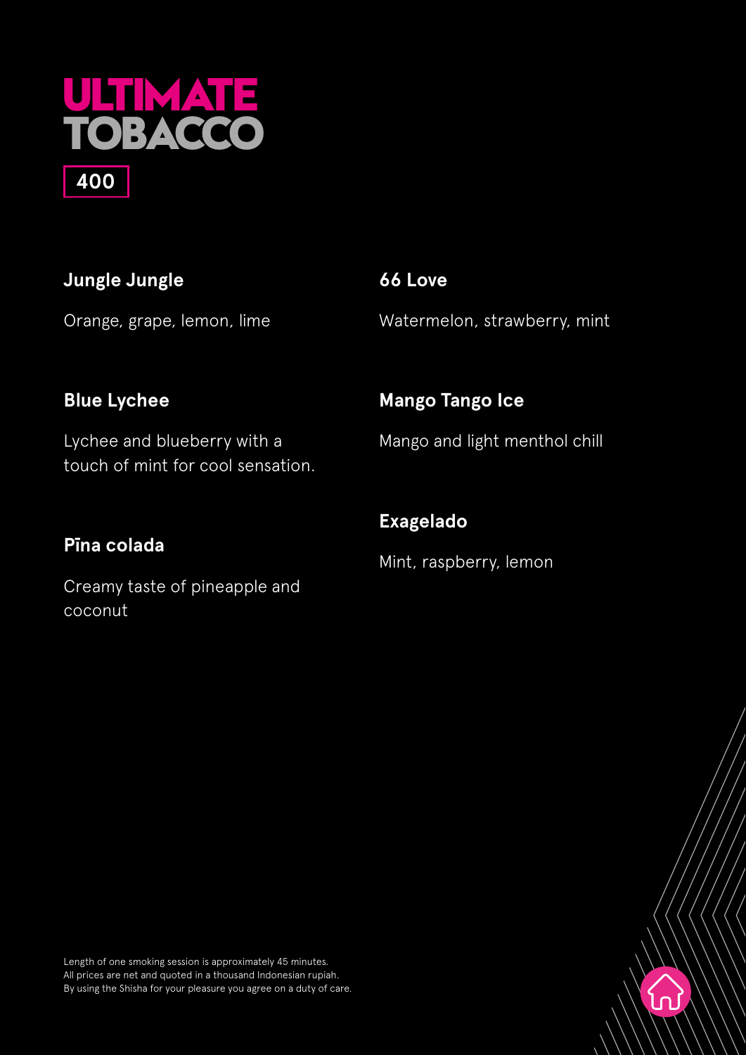# ULTIMATE TOBACCO

**400**

**Jungle Jungle**

Orange, grape, lemon, lime

**Blue Lychee**

Lychee and blueberry with a touch of mint for cool sensation.

**Pīna colada**

Creamy taste of pineapple and coconut

**66 Love**

Watermelon, strawberry, mint

**Mango Tango Ice**

Mango and light menthol chill

**Exagelado**

Mint, raspberry, lemon

Length of one smoking session is approximately 45 minutes.
All prices are net and quoted in a thousand Indonesian rupiah.
By using the Shisha for your pleasure you agree on a duty of care.